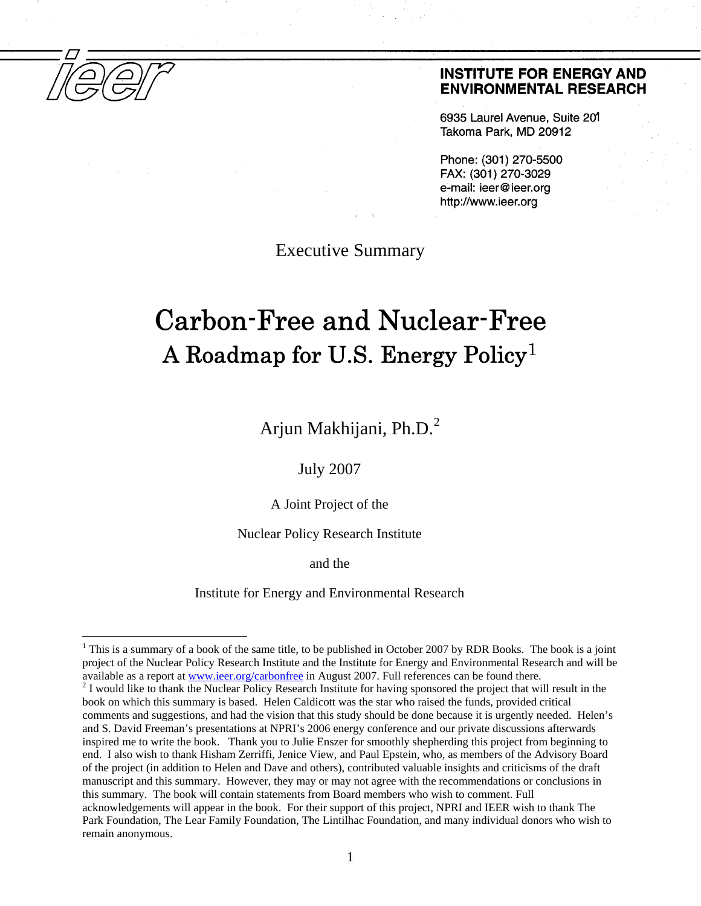**INSTITUTE FOR ENERGY AND ENVIRONMENTAL RESEARCH**

6935 Laurel Avenue, Suite 201
Takoma Park, MD 20912

Phone: (301) 270-5500
FAX: (301) 270-3029
e-mail: ieer@ieer.org
http://www.ieer.org

Executive Summary

# Carbon-Free and Nuclear-Free
## A Roadmap for U.S. Energy Policy[1]

Arjun Makhijani, Ph.D.[2]

July 2007

A Joint Project of the

Nuclear Policy Research Institute

and the

Institute for Energy and Environmental Research

---

[1] This is a summary of a book of the same title, to be published in October 2007 by RDR Books. The book is a joint project of the Nuclear Policy Research Institute and the Institute for Energy and Environmental Research and will be available as a report at www.ieer.org/carbonfree in August 2007. Full references can be found there.

[2] I would like to thank the Nuclear Policy Research Institute for having sponsored the project that will result in the book on which this summary is based. Helen Caldicott was the star who raised the funds, provided critical comments and suggestions, and had the vision that this study should be done because it is urgently needed. Helen's and S. David Freeman's presentations at NPRI's 2006 energy conference and our private discussions afterwards inspired me to write the book. Thank you to Julie Enszer for smoothly shepherding this project from beginning to end. I also wish to thank Hisham Zerriffi, Jenice View, and Paul Epstein, who, as members of the Advisory Board of the project (in addition to Helen and Dave and others), contributed valuable insights and criticisms of the draft manuscript and this summary. However, they may or may not agree with the recommendations or conclusions in this summary. The book will contain statements from Board members who wish to comment. Full acknowledgements will appear in the book. For their support of this project, NPRI and IEER wish to thank The Park Foundation, The Lear Family Foundation, The Lintilhac Foundation, and many individual donors who wish to remain anonymous.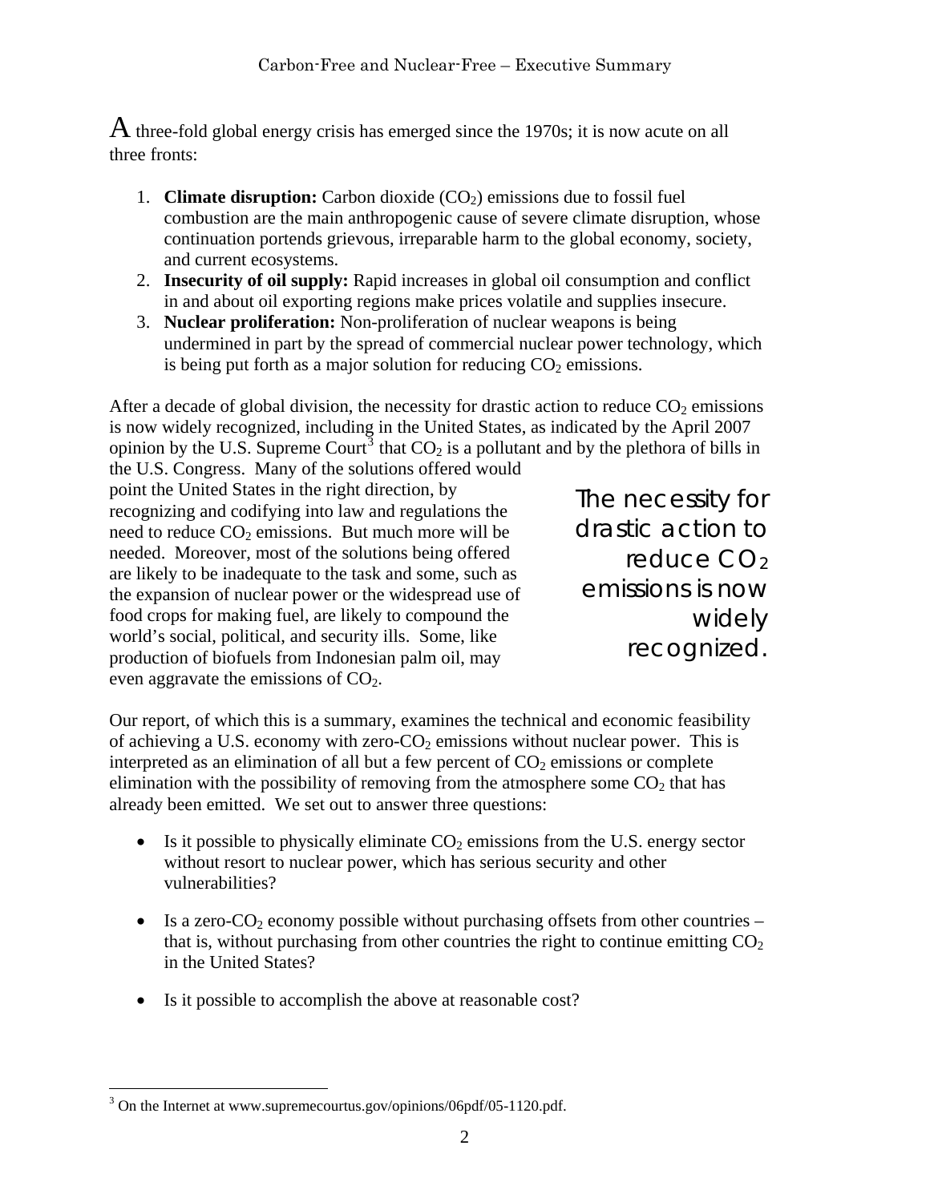A three-fold global energy crisis has emerged since the 1970s; it is now acute on all three fronts:

1. **Climate disruption:** Carbon dioxide ($CO_2$) emissions due to fossil fuel combustion are the main anthropogenic cause of severe climate disruption, whose continuation portends grievous, irreparable harm to the global economy, society, and current ecosystems.
2. **Insecurity of oil supply:** Rapid increases in global oil consumption and conflict in and about oil exporting regions make prices volatile and supplies insecure.
3. **Nuclear proliferation:** Non-proliferation of nuclear weapons is being undermined in part by the spread of commercial nuclear power technology, which is being put forth as a major solution for reducing $CO_2$ emissions.

After a decade of global division, the necessity for drastic action to reduce $CO_2$ emissions is now widely recognized, including in the United States, as indicated by the April 2007 opinion by the U.S. Supreme Court[3] that $CO_2$ is a pollutant and by the plethora of bills in the U.S. Congress. Many of the solutions offered would point the United States in the right direction, by recognizing and codifying into law and regulations the need to reduce $CO_2$ emissions. But much more will be needed. Moreover, most of the solutions being offered are likely to be inadequate to the task and some, such as the expansion of nuclear power or the widespread use of food crops for making fuel, are likely to compound the world's social, political, and security ills. Some, like production of biofuels from Indonesian palm oil, may even aggravate the emissions of $CO_2$.

*The necessity for drastic action to reduce $CO_2$ emissions is now widely recognized.*

Our report, of which this is a summary, examines the technical and economic feasibility of achieving a U.S. economy with zero-$CO_2$ emissions without nuclear power. This is interpreted as an elimination of all but a few percent of $CO_2$ emissions or complete elimination with the possibility of removing from the atmosphere some $CO_2$ that has already been emitted. We set out to answer three questions:

- Is it possible to physically eliminate $CO_2$ emissions from the U.S. energy sector without resort to nuclear power, which has serious security and other vulnerabilities?
- Is a zero-$CO_2$ economy possible without purchasing offsets from other countries – that is, without purchasing from other countries the right to continue emitting $CO_2$ in the United States?
- Is it possible to accomplish the above at reasonable cost?

---

[3] On the Internet at www.supremecourtus.gov/opinions/06pdf/05-1120.pdf.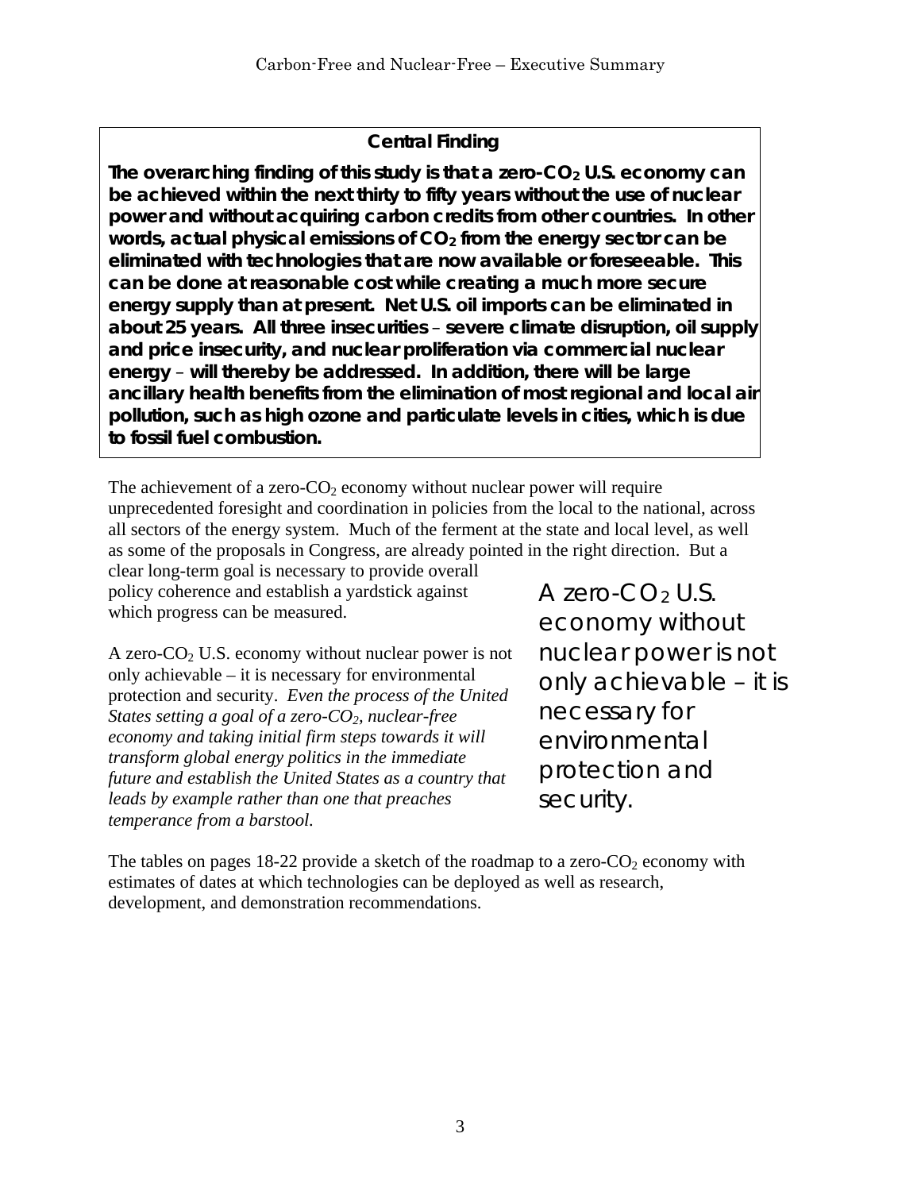**Central Finding**

**The overarching finding of this study is that a zero-$CO_2$ U.S. economy can be achieved within the next thirty to fifty years without the use of nuclear power and without acquiring carbon credits from other countries. In other words, actual physical emissions of $CO_2$ from the energy sector can be eliminated with technologies that are now available or foreseeable. This can be done at reasonable cost while creating a much more secure energy supply than at present. Net U.S. oil imports can be eliminated in about 25 years. All three insecurities – severe climate disruption, oil supply and price insecurity, and nuclear proliferation via commercial nuclear energy – will thereby be addressed. In addition, there will be large ancillary health benefits from the elimination of most regional and local air pollution, such as high ozone and particulate levels in cities, which is due to fossil fuel combustion.**

The achievement of a zero-$CO_2$ economy without nuclear power will require unprecedented foresight and coordination in policies from the local to the national, across all sectors of the energy system. Much of the ferment at the state and local level, as well as some of the proposals in Congress, are already pointed in the right direction. But a clear long-term goal is necessary to provide overall policy coherence and establish a yardstick against which progress can be measured.

A zero-$CO_2$ U.S. economy without nuclear power is not only achievable – it is necessary for environmental protection and security. *Even the process of the United States setting a goal of a zero-$CO_2$, nuclear-free economy and taking initial firm steps towards it will transform global energy politics in the immediate future and establish the United States as a country that leads by example rather than one that preaches temperance from a barstool.*

> A zero-$CO_2$ U.S. economy without nuclear power is not only achievable – it is necessary for environmental protection and security.

The tables on pages 18-22 provide a sketch of the roadmap to a zero-$CO_2$ economy with estimates of dates at which technologies can be deployed as well as research, development, and demonstration recommendations.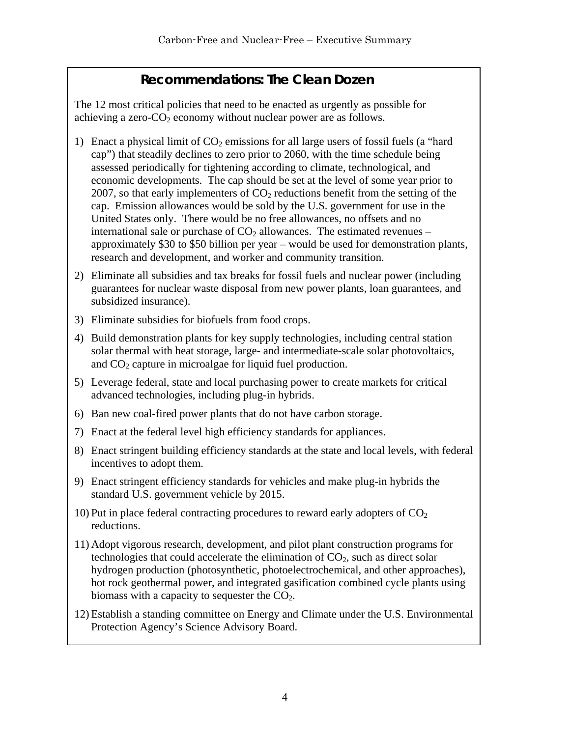## Recommendations: The Clean Dozen

The 12 most critical policies that need to be enacted as urgently as possible for achieving a zero-$CO_2$ economy without nuclear power are as follows.

1) Enact a physical limit of $CO_2$ emissions for all large users of fossil fuels (a "hard cap") that steadily declines to zero prior to 2060, with the time schedule being assessed periodically for tightening according to climate, technological, and economic developments. The cap should be set at the level of some year prior to 2007, so that early implementers of $CO_2$ reductions benefit from the setting of the cap. Emission allowances would be sold by the U.S. government for use in the United States only. There would be no free allowances, no offsets and no international sale or purchase of $CO_2$ allowances. The estimated revenues – approximately \$30 to \$50 billion per year – would be used for demonstration plants, research and development, and worker and community transition.
2) Eliminate all subsidies and tax breaks for fossil fuels and nuclear power (including guarantees for nuclear waste disposal from new power plants, loan guarantees, and subsidized insurance).
3) Eliminate subsidies for biofuels from food crops.
4) Build demonstration plants for key supply technologies, including central station solar thermal with heat storage, large- and intermediate-scale solar photovoltaics, and $CO_2$ capture in microalgae for liquid fuel production.
5) Leverage federal, state and local purchasing power to create markets for critical advanced technologies, including plug-in hybrids.
6) Ban new coal-fired power plants that do not have carbon storage.
7) Enact at the federal level high efficiency standards for appliances.
8) Enact stringent building efficiency standards at the state and local levels, with federal incentives to adopt them.
9) Enact stringent efficiency standards for vehicles and make plug-in hybrids the standard U.S. government vehicle by 2015.
10) Put in place federal contracting procedures to reward early adopters of $CO_2$ reductions.
11) Adopt vigorous research, development, and pilot plant construction programs for technologies that could accelerate the elimination of $CO_2$, such as direct solar hydrogen production (photosynthetic, photoelectrochemical, and other approaches), hot rock geothermal power, and integrated gasification combined cycle plants using biomass with a capacity to sequester the $CO_2$.
12) Establish a standing committee on Energy and Climate under the U.S. Environmental Protection Agency's Science Advisory Board.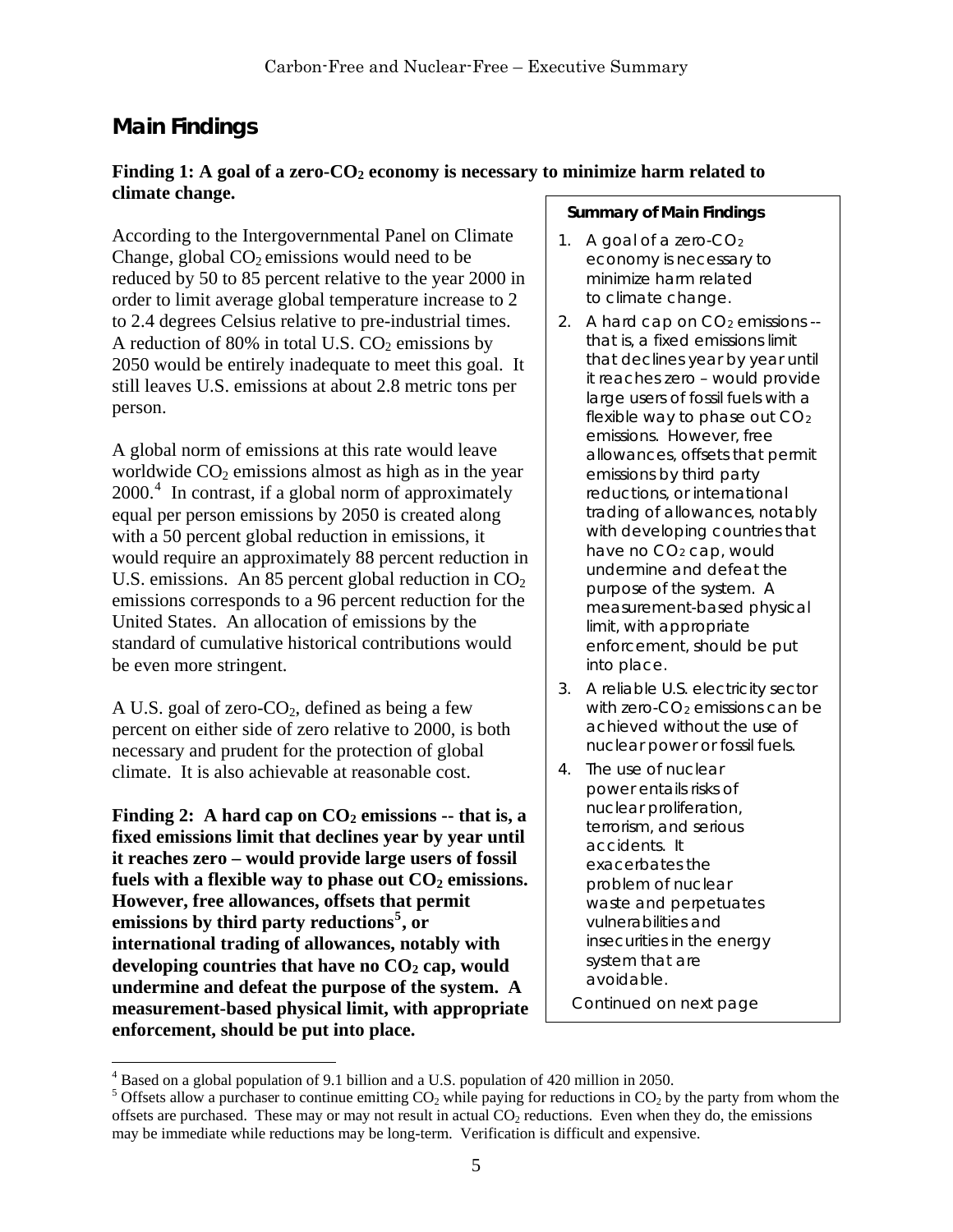## Main Findings

**Finding 1: A goal of a zero-$CO_2$ economy is necessary to minimize harm related to climate change.**

According to the Intergovernmental Panel on Climate Change, global $CO_2$ emissions would need to be reduced by 50 to 85 percent relative to the year 2000 in order to limit average global temperature increase to 2 to 2.4 degrees Celsius relative to pre-industrial times. A reduction of 80% in total U.S. $CO_2$ emissions by 2050 would be entirely inadequate to meet this goal. It still leaves U.S. emissions at about 2.8 metric tons per person.

A global norm of emissions at this rate would leave worldwide $CO_2$ emissions almost as high as in the year 2000.[4] In contrast, if a global norm of approximately equal per person emissions by 2050 is created along with a 50 percent global reduction in emissions, it would require an approximately 88 percent reduction in U.S. emissions. An 85 percent global reduction in $CO_2$ emissions corresponds to a 96 percent reduction for the United States. An allocation of emissions by the standard of cumulative historical contributions would be even more stringent.

A U.S. goal of zero-$CO_2$, defined as being a few percent on either side of zero relative to 2000, is both necessary and prudent for the protection of global climate. It is also achievable at reasonable cost.

**Finding 2: A hard cap on $CO_2$ emissions -- that is, a fixed emissions limit that declines year by year until it reaches zero – would provide large users of fossil fuels with a flexible way to phase out $CO_2$ emissions. However, free allowances, offsets that permit emissions by third party reductions[5], or international trading of allowances, notably with developing countries that have no $CO_2$ cap, would undermine and defeat the purpose of the system. A measurement-based physical limit, with appropriate enforcement, should be put into place.**

**Summary of Main Findings**

1. A goal of a zero-$CO_2$ economy is necessary to minimize harm related to climate change.
2. A hard cap on $CO_2$ emissions -- that is, a fixed emissions limit that declines year by year until it reaches zero – would provide large users of fossil fuels with a flexible way to phase out $CO_2$ emissions. However, free allowances, offsets that permit emissions by third party reductions, or international trading of allowances, notably with developing countries that have no $CO_2$ cap, would undermine and defeat the purpose of the system. A measurement-based physical limit, with appropriate enforcement, should be put into place.
3. A reliable U.S. electricity sector with zero-$CO_2$ emissions can be achieved without the use of nuclear power or fossil fuels.
4. The use of nuclear power entails risks of nuclear proliferation, terrorism, and serious accidents. It exacerbates the problem of nuclear waste and perpetuates vulnerabilities and insecurities in the energy system that are avoidable.

Continued on next page

---

[4] Based on a global population of 9.1 billion and a U.S. population of 420 million in 2050.

[5] Offsets allow a purchaser to continue emitting $CO_2$ while paying for reductions in $CO_2$ by the party from whom the offsets are purchased. These may or may not result in actual $CO_2$ reductions. Even when they do, the emissions may be immediate while reductions may be long-term. Verification is difficult and expensive.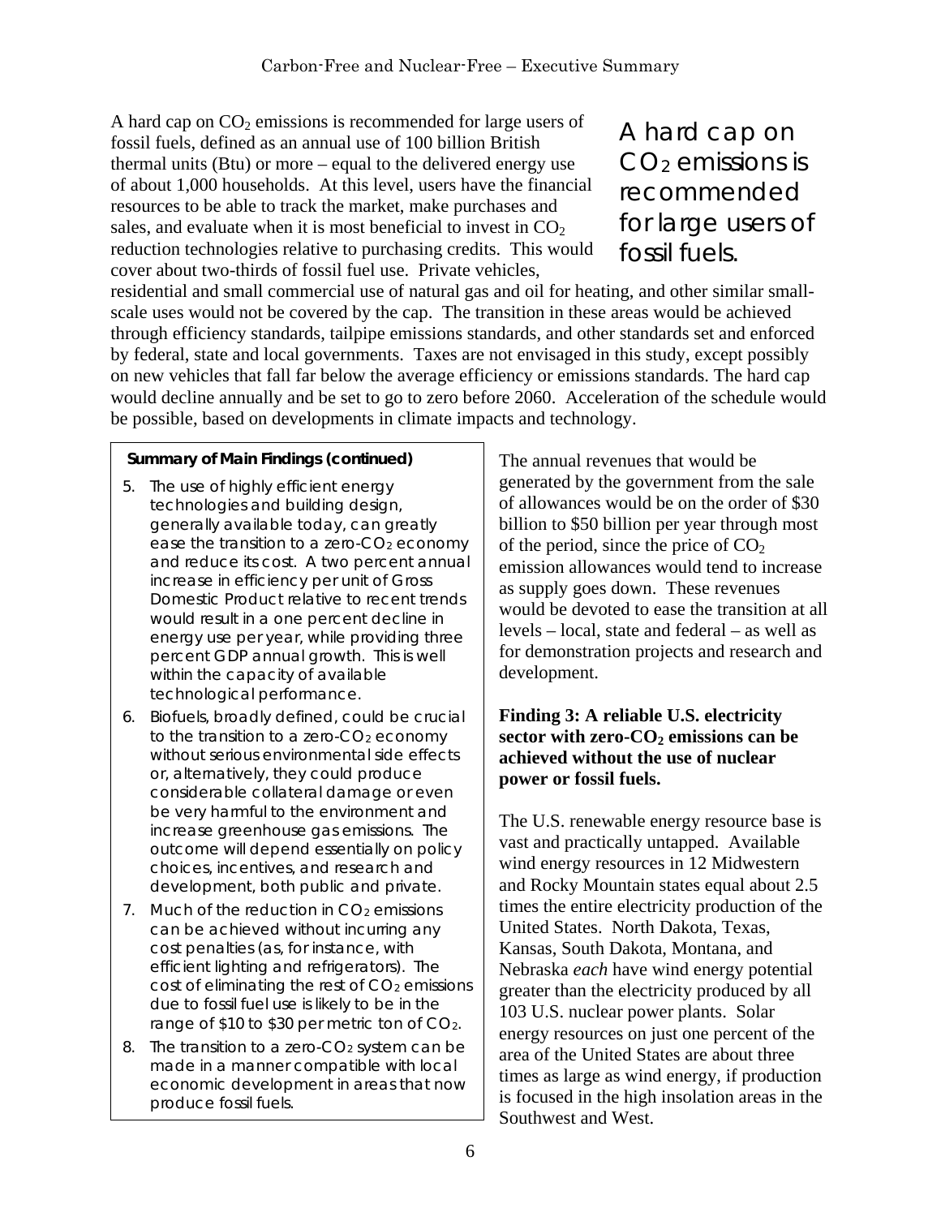A hard cap on $CO_2$ emissions is recommended for large users of fossil fuels, defined as an annual use of 100 billion British thermal units (Btu) or more – equal to the delivered energy use of about 1,000 households. At this level, users have the financial resources to be able to track the market, make purchases and sales, and evaluate when it is most beneficial to invest in $CO_2$ reduction technologies relative to purchasing credits. This would cover about two-thirds of fossil fuel use. Private vehicles, residential and small commercial use of natural gas and oil for heating, and other similar small-scale uses would not be covered by the cap. The transition in these areas would be achieved through efficiency standards, tailpipe emissions standards, and other standards set and enforced by federal, state and local governments. Taxes are not envisaged in this study, except possibly on new vehicles that fall far below the average efficiency or emissions standards. The hard cap would decline annually and be set to go to zero before 2060. Acceleration of the schedule would be possible, based on developments in climate impacts and technology.

A hard cap on $CO_2$ emissions is recommended for large users of fossil fuels.

**Summary of Main Findings (continued)**

5. The use of highly efficient energy technologies and building design, generally available today, can greatly ease the transition to a zero-$CO_2$ economy and reduce its cost. A two percent annual increase in efficiency per unit of Gross Domestic Product relative to recent trends would result in a one percent decline in energy use per year, while providing three percent GDP annual growth. This is well within the capacity of available technological performance.
6. Biofuels, broadly defined, could be crucial to the transition to a zero-$CO_2$ economy without serious environmental side effects or, alternatively, they could produce considerable collateral damage or even be very harmful to the environment and increase greenhouse gas emissions. The outcome will depend essentially on policy choices, incentives, and research and development, both public and private.
7. Much of the reduction in $CO_2$ emissions can be achieved without incurring any cost penalties (as, for instance, with efficient lighting and refrigerators). The cost of eliminating the rest of $CO_2$ emissions due to fossil fuel use is likely to be in the range of \$10 to \$30 per metric ton of $CO_2$.
8. The transition to a zero-$CO_2$ system can be made in a manner compatible with local economic development in areas that now produce fossil fuels.

The annual revenues that would be generated by the government from the sale of allowances would be on the order of \$30 billion to \$50 billion per year through most of the period, since the price of $CO_2$ emission allowances would tend to increase as supply goes down. These revenues would be devoted to ease the transition at all levels – local, state and federal – as well as for demonstration projects and research and development.

**Finding 3: A reliable U.S. electricity sector with zero-$CO_2$ emissions can be achieved without the use of nuclear power or fossil fuels.**

The U.S. renewable energy resource base is vast and practically untapped. Available wind energy resources in 12 Midwestern and Rocky Mountain states equal about 2.5 times the entire electricity production of the United States. North Dakota, Texas, Kansas, South Dakota, Montana, and Nebraska *each* have wind energy potential greater than the electricity produced by all 103 U.S. nuclear power plants. Solar energy resources on just one percent of the area of the United States are about three times as large as wind energy, if production is focused in the high insolation areas in the Southwest and West.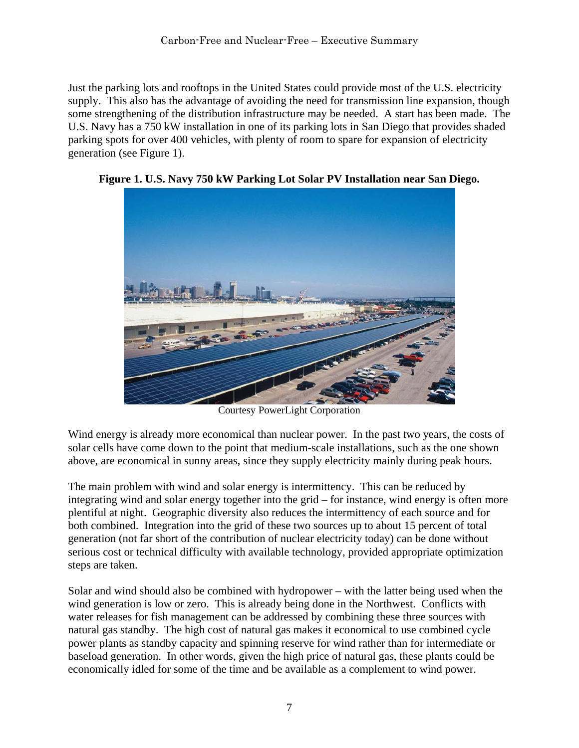Just the parking lots and rooftops in the United States could provide most of the U.S. electricity supply. This also has the advantage of avoiding the need for transmission line expansion, though some strengthening of the distribution infrastructure may be needed. A start has been made. The U.S. Navy has a 750 kW installation in one of its parking lots in San Diego that provides shaded parking spots for over 400 vehicles, with plenty of room to spare for expansion of electricity generation (see Figure 1).

**Figure 1. U.S. Navy 750 kW Parking Lot Solar PV Installation near San Diego.**

Courtesy PowerLight Corporation

Wind energy is already more economical than nuclear power. In the past two years, the costs of solar cells have come down to the point that medium-scale installations, such as the one shown above, are economical in sunny areas, since they supply electricity mainly during peak hours.

The main problem with wind and solar energy is intermittency. This can be reduced by integrating wind and solar energy together into the grid – for instance, wind energy is often more plentiful at night. Geographic diversity also reduces the intermittency of each source and for both combined. Integration into the grid of these two sources up to about 15 percent of total generation (not far short of the contribution of nuclear electricity today) can be done without serious cost or technical difficulty with available technology, provided appropriate optimization steps are taken.

Solar and wind should also be combined with hydropower – with the latter being used when the wind generation is low or zero. This is already being done in the Northwest. Conflicts with water releases for fish management can be addressed by combining these three sources with natural gas standby. The high cost of natural gas makes it economical to use combined cycle power plants as standby capacity and spinning reserve for wind rather than for intermediate or baseload generation. In other words, given the high price of natural gas, these plants could be economically idled for some of the time and be available as a complement to wind power.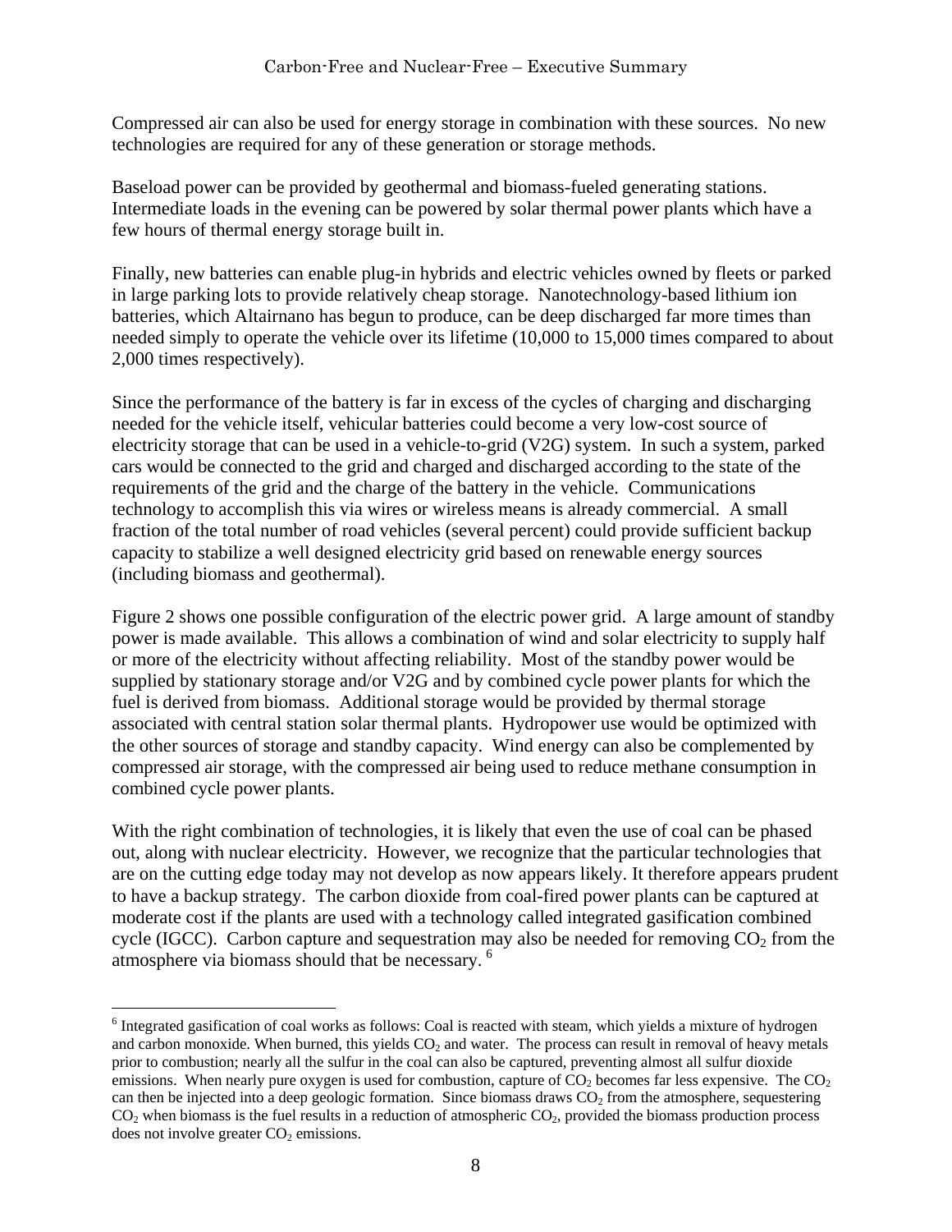Compressed air can also be used for energy storage in combination with these sources. No new technologies are required for any of these generation or storage methods.

Baseload power can be provided by geothermal and biomass-fueled generating stations. Intermediate loads in the evening can be powered by solar thermal power plants which have a few hours of thermal energy storage built in.

Finally, new batteries can enable plug-in hybrids and electric vehicles owned by fleets or parked in large parking lots to provide relatively cheap storage. Nanotechnology-based lithium ion batteries, which Altairnano has begun to produce, can be deep discharged far more times than needed simply to operate the vehicle over its lifetime (10,000 to 15,000 times compared to about 2,000 times respectively).

Since the performance of the battery is far in excess of the cycles of charging and discharging needed for the vehicle itself, vehicular batteries could become a very low-cost source of electricity storage that can be used in a vehicle-to-grid (V2G) system. In such a system, parked cars would be connected to the grid and charged and discharged according to the state of the requirements of the grid and the charge of the battery in the vehicle. Communications technology to accomplish this via wires or wireless means is already commercial. A small fraction of the total number of road vehicles (several percent) could provide sufficient backup capacity to stabilize a well designed electricity grid based on renewable energy sources (including biomass and geothermal).

Figure 2 shows one possible configuration of the electric power grid. A large amount of standby power is made available. This allows a combination of wind and solar electricity to supply half or more of the electricity without affecting reliability. Most of the standby power would be supplied by stationary storage and/or V2G and by combined cycle power plants for which the fuel is derived from biomass. Additional storage would be provided by thermal storage associated with central station solar thermal plants. Hydropower use would be optimized with the other sources of storage and standby capacity. Wind energy can also be complemented by compressed air storage, with the compressed air being used to reduce methane consumption in combined cycle power plants.

With the right combination of technologies, it is likely that even the use of coal can be phased out, along with nuclear electricity. However, we recognize that the particular technologies that are on the cutting edge today may not develop as now appears likely. It therefore appears prudent to have a backup strategy. The carbon dioxide from coal-fired power plants can be captured at moderate cost if the plants are used with a technology called integrated gasification combined cycle (IGCC). Carbon capture and sequestration may also be needed for removing $CO_2$ from the atmosphere via biomass should that be necessary. [6]

---

[6] Integrated gasification of coal works as follows: Coal is reacted with steam, which yields a mixture of hydrogen and carbon monoxide. When burned, this yields $CO_2$ and water. The process can result in removal of heavy metals prior to combustion; nearly all the sulfur in the coal can also be captured, preventing almost all sulfur dioxide emissions. When nearly pure oxygen is used for combustion, capture of $CO_2$ becomes far less expensive. The $CO_2$ can then be injected into a deep geologic formation. Since biomass draws $CO_2$ from the atmosphere, sequestering $CO_2$ when biomass is the fuel results in a reduction of atmospheric $CO_2$, provided the biomass production process does not involve greater $CO_2$ emissions.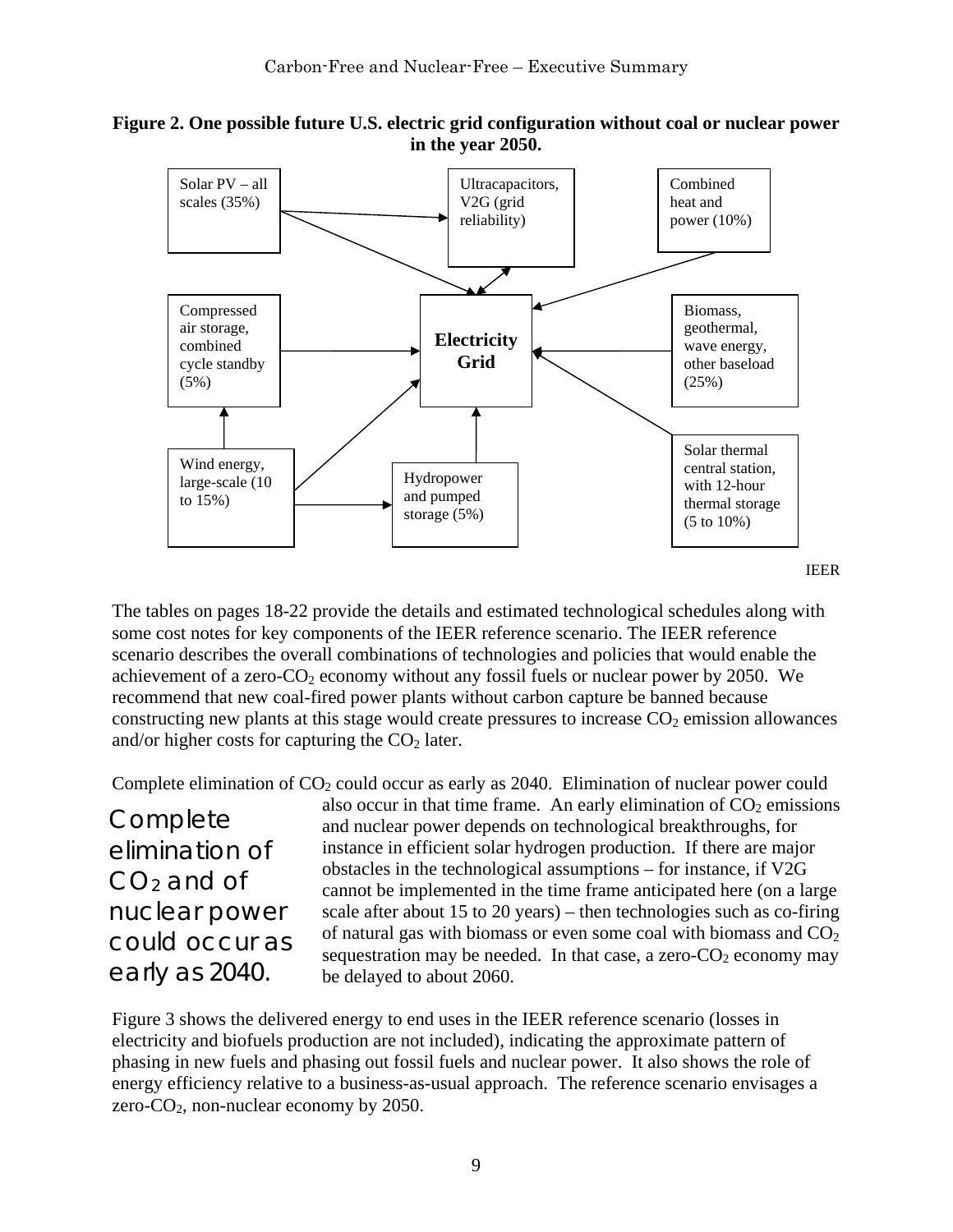**Figure 2. One possible future U.S. electric grid configuration without coal or nuclear power in the year 2050.**

Solar PV – all scales (35%)

Ultracapacitors, V2G (grid reliability)

Combined heat and power (10%)

Compressed air storage, combined cycle standby (5%)

**Electricity Grid**

Biomass, geothermal, wave energy, other baseload (25%)

Wind energy, large-scale (10 to 15%)

Hydropower and pumped storage (5%)

Solar thermal central station, with 12-hour thermal storage (5 to 10%)

IEER

The tables on pages 18-22 provide the details and estimated technological schedules along with some cost notes for key components of the IEER reference scenario. The IEER reference scenario describes the overall combinations of technologies and policies that would enable the achievement of a zero-$CO_2$ economy without any fossil fuels or nuclear power by 2050. We recommend that new coal-fired power plants without carbon capture be banned because constructing new plants at this stage would create pressures to increase $CO_2$ emission allowances and/or higher costs for capturing the $CO_2$ later.

Complete elimination of $CO_2$ could occur as early as 2040. Elimination of nuclear power could also occur in that time frame. An early elimination of $CO_2$ emissions and nuclear power depends on technological breakthroughs, for instance in efficient solar hydrogen production. If there are major obstacles in the technological assumptions – for instance, if V2G cannot be implemented in the time frame anticipated here (on a large scale after about 15 to 20 years) – then technologies such as co-firing of natural gas with biomass or even some coal with biomass and $CO_2$ sequestration may be needed. In that case, a zero-$CO_2$ economy may be delayed to about 2060.

> Complete elimination of $CO_2$ and of nuclear power could occur as early as 2040.

Figure 3 shows the delivered energy to end uses in the IEER reference scenario (losses in electricity and biofuels production are not included), indicating the approximate pattern of phasing in new fuels and phasing out fossil fuels and nuclear power. It also shows the role of energy efficiency relative to a business-as-usual approach. The reference scenario envisages a zero-$CO_2$, non-nuclear economy by 2050.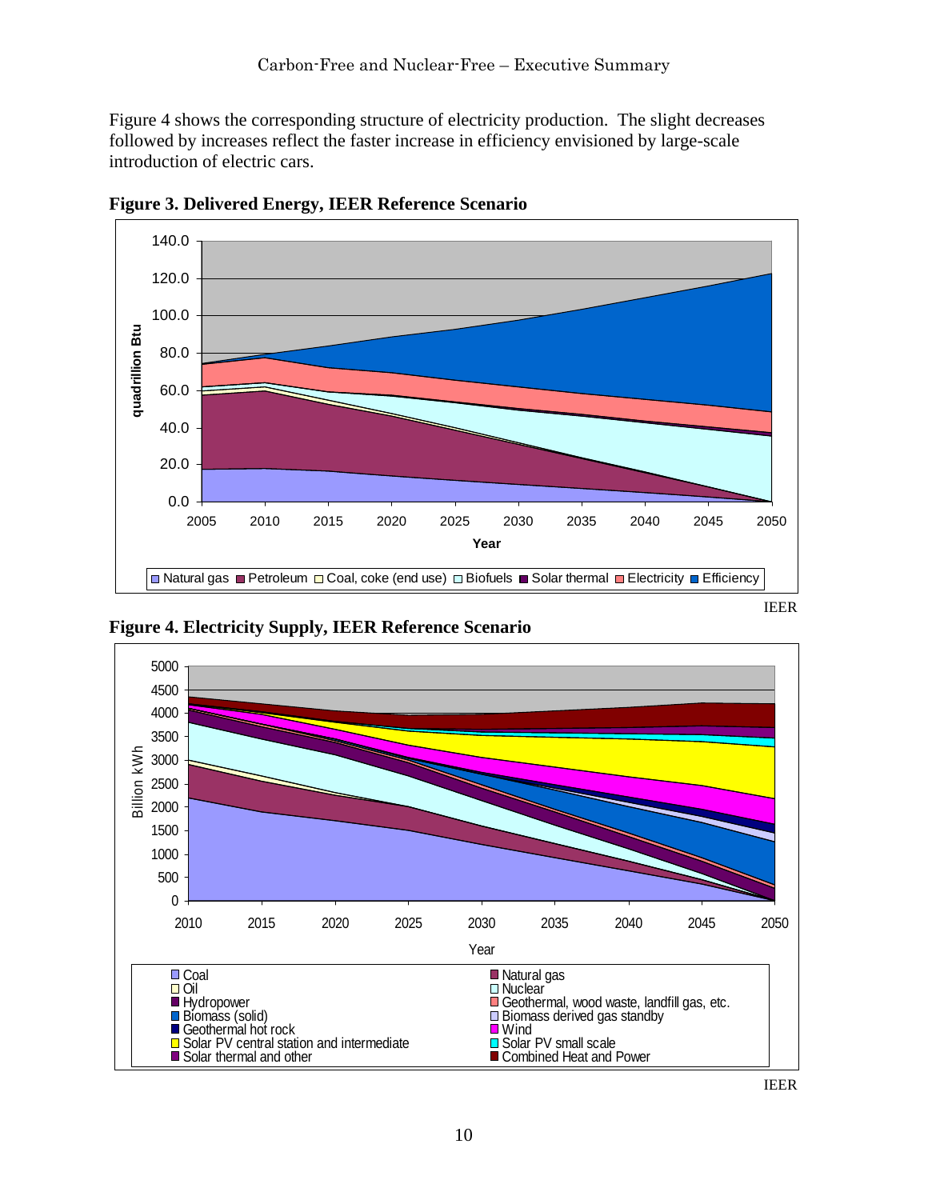Figure 4 shows the corresponding structure of electricity production. The slight decreases followed by increases reflect the faster increase in efficiency envisioned by large-scale introduction of electric cars.

**Figure 3. Delivered Energy, IEER Reference Scenario**

IEER

**Figure 4. Electricity Supply, IEER Reference Scenario**

IEER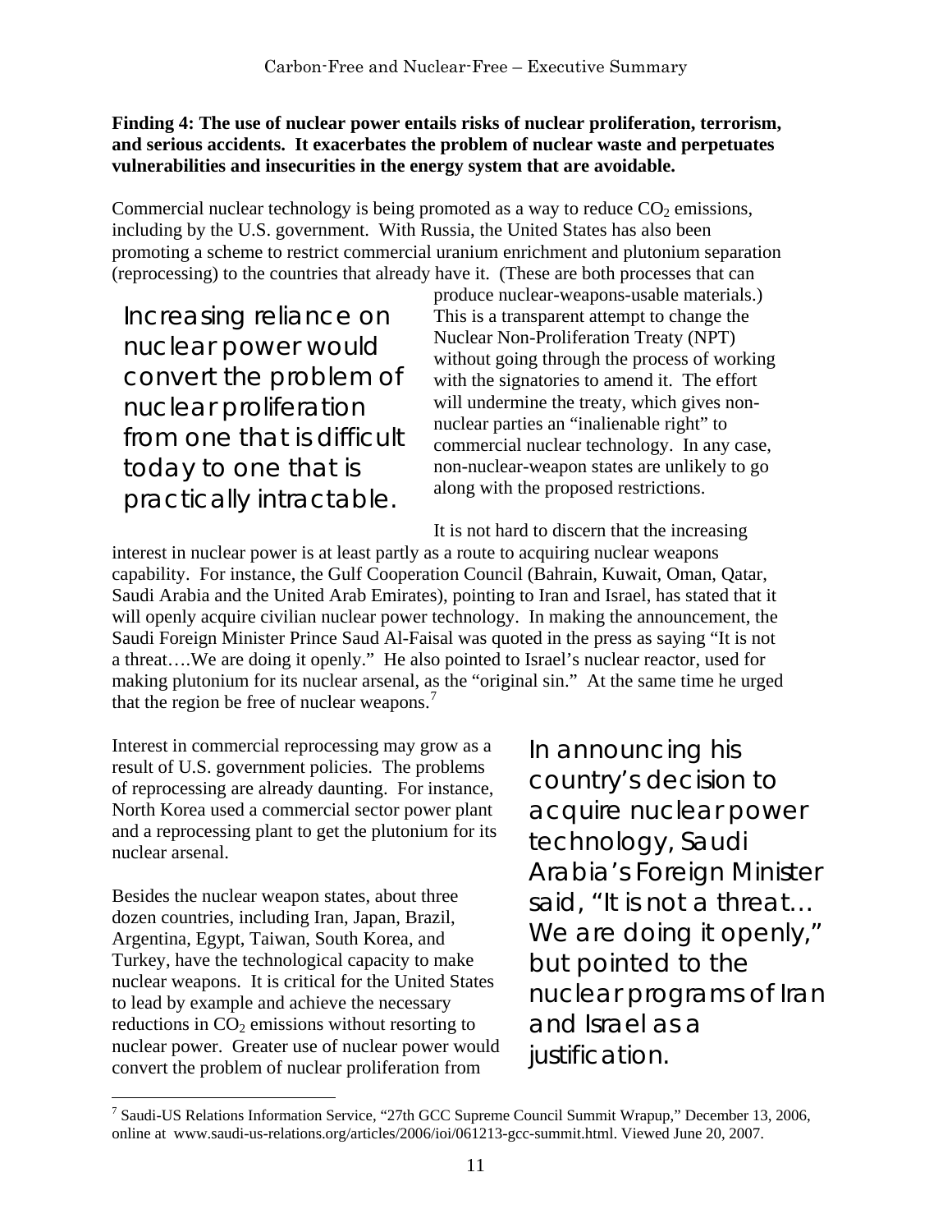**Finding 4: The use of nuclear power entails risks of nuclear proliferation, terrorism, and serious accidents. It exacerbates the problem of nuclear waste and perpetuates vulnerabilities and insecurities in the energy system that are avoidable.**

Commercial nuclear technology is being promoted as a way to reduce $CO_2$ emissions, including by the U.S. government. With Russia, the United States has also been promoting a scheme to restrict commercial uranium enrichment and plutonium separation (reprocessing) to the countries that already have it. (These are both processes that can produce nuclear-weapons-usable materials.) This is a transparent attempt to change the Nuclear Non-Proliferation Treaty (NPT) without going through the process of working with the signatories to amend it. The effort will undermine the treaty, which gives non-nuclear parties an "inalienable right" to commercial nuclear technology. In any case, non-nuclear-weapon states are unlikely to go along with the proposed restrictions.

> Increasing reliance on nuclear power would convert the problem of nuclear proliferation from one that is difficult today to one that is practically intractable.

It is not hard to discern that the increasing interest in nuclear power is at least partly as a route to acquiring nuclear weapons capability. For instance, the Gulf Cooperation Council (Bahrain, Kuwait, Oman, Qatar, Saudi Arabia and the United Arab Emirates), pointing to Iran and Israel, has stated that it will openly acquire civilian nuclear power technology. In making the announcement, the Saudi Foreign Minister Prince Saud Al-Faisal was quoted in the press as saying "It is not a threat….We are doing it openly." He also pointed to Israel's nuclear reactor, used for making plutonium for its nuclear arsenal, as the "original sin." At the same time he urged that the region be free of nuclear weapons.[7]

Interest in commercial reprocessing may grow as a result of U.S. government policies. The problems of reprocessing are already daunting. For instance, North Korea used a commercial sector power plant and a reprocessing plant to get the plutonium for its nuclear arsenal.

> In announcing his country's decision to acquire nuclear power technology, Saudi Arabia's Foreign Minister said, "It is not a threat… We are doing it openly," but pointed to the nuclear programs of Iran and Israel as a justification.

Besides the nuclear weapon states, about three dozen countries, including Iran, Japan, Brazil, Argentina, Egypt, Taiwan, South Korea, and Turkey, have the technological capacity to make nuclear weapons. It is critical for the United States to lead by example and achieve the necessary reductions in $CO_2$ emissions without resorting to nuclear power. Greater use of nuclear power would convert the problem of nuclear proliferation from

---

[7] Saudi-US Relations Information Service, "27th GCC Supreme Council Summit Wrapup," December 13, 2006, online at www.saudi-us-relations.org/articles/2006/ioi/061213-gcc-summit.html. Viewed June 20, 2007.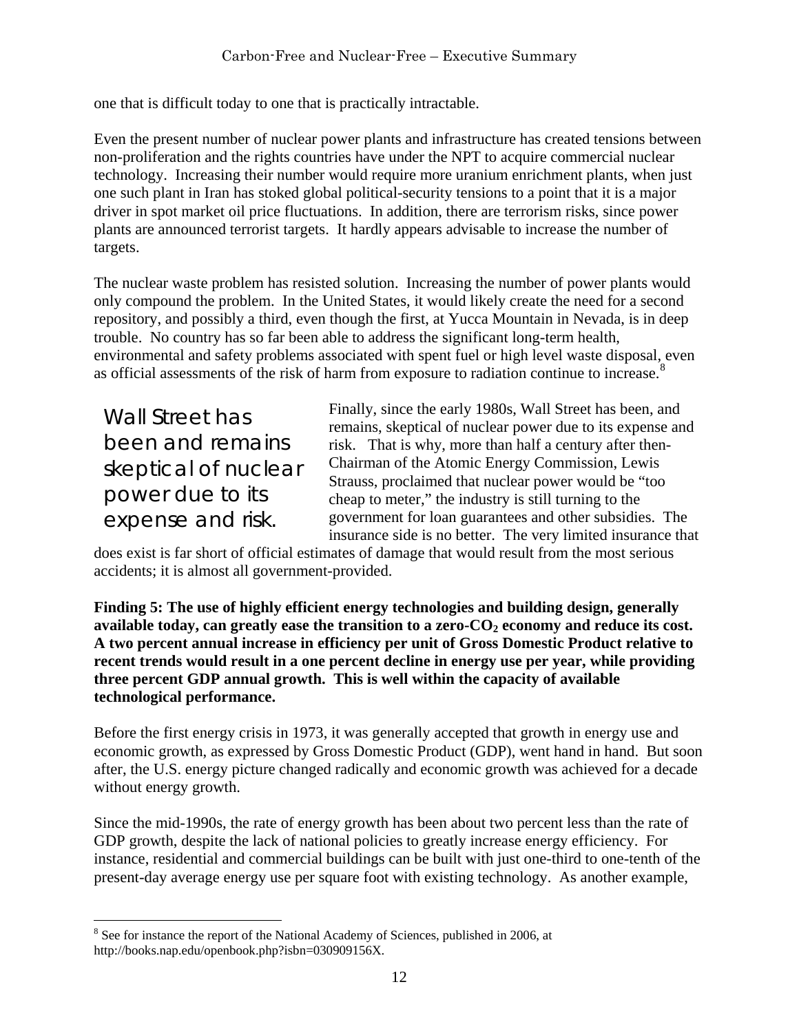one that is difficult today to one that is practically intractable.

Even the present number of nuclear power plants and infrastructure has created tensions between non-proliferation and the rights countries have under the NPT to acquire commercial nuclear technology. Increasing their number would require more uranium enrichment plants, when just one such plant in Iran has stoked global political-security tensions to a point that it is a major driver in spot market oil price fluctuations. In addition, there are terrorism risks, since power plants are announced terrorist targets. It hardly appears advisable to increase the number of targets.

The nuclear waste problem has resisted solution. Increasing the number of power plants would only compound the problem. In the United States, it would likely create the need for a second repository, and possibly a third, even though the first, at Yucca Mountain in Nevada, is in deep trouble. No country has so far been able to address the significant long-term health, environmental and safety problems associated with spent fuel or high level waste disposal, even as official assessments of the risk of harm from exposure to radiation continue to increase.[8]

> Wall Street has been and remains skeptical of nuclear power due to its expense and risk.

Finally, since the early 1980s, Wall Street has been, and remains, skeptical of nuclear power due to its expense and risk. That is why, more than half a century after then-Chairman of the Atomic Energy Commission, Lewis Strauss, proclaimed that nuclear power would be "too cheap to meter," the industry is still turning to the government for loan guarantees and other subsidies. The insurance side is no better. The very limited insurance that does exist is far short of official estimates of damage that would result from the most serious accidents; it is almost all government-provided.

**Finding 5: The use of highly efficient energy technologies and building design, generally available today, can greatly ease the transition to a zero-$CO_2$ economy and reduce its cost. A two percent annual increase in efficiency per unit of Gross Domestic Product relative to recent trends would result in a one percent decline in energy use per year, while providing three percent GDP annual growth. This is well within the capacity of available technological performance.**

Before the first energy crisis in 1973, it was generally accepted that growth in energy use and economic growth, as expressed by Gross Domestic Product (GDP), went hand in hand. But soon after, the U.S. energy picture changed radically and economic growth was achieved for a decade without energy growth.

Since the mid-1990s, the rate of energy growth has been about two percent less than the rate of GDP growth, despite the lack of national policies to greatly increase energy efficiency. For instance, residential and commercial buildings can be built with just one-third to one-tenth of the present-day average energy use per square foot with existing technology. As another example,

[8] See for instance the report of the National Academy of Sciences, published in 2006, at http://books.nap.edu/openbook.php?isbn=030909156X.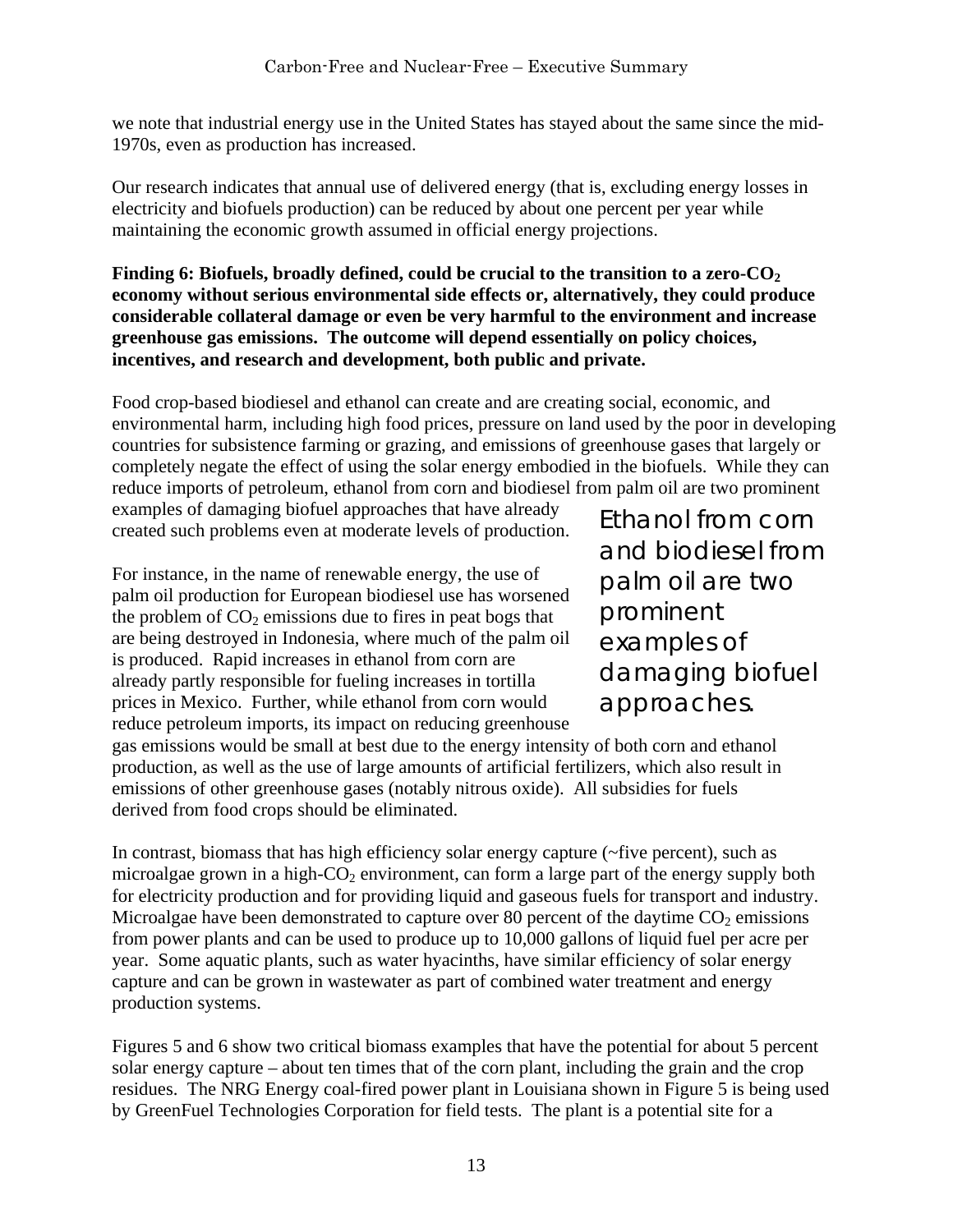we note that industrial energy use in the United States has stayed about the same since the mid-1970s, even as production has increased.

Our research indicates that annual use of delivered energy (that is, excluding energy losses in electricity and biofuels production) can be reduced by about one percent per year while maintaining the economic growth assumed in official energy projections.

**Finding 6: Biofuels, broadly defined, could be crucial to the transition to a zero-$CO_2$ economy without serious environmental side effects or, alternatively, they could produce considerable collateral damage or even be very harmful to the environment and increase greenhouse gas emissions. The outcome will depend essentially on policy choices, incentives, and research and development, both public and private.**

Food crop-based biodiesel and ethanol can create and are creating social, economic, and environmental harm, including high food prices, pressure on land used by the poor in developing countries for subsistence farming or grazing, and emissions of greenhouse gases that largely or completely negate the effect of using the solar energy embodied in the biofuels. While they can reduce imports of petroleum, ethanol from corn and biodiesel from palm oil are two prominent examples of damaging biofuel approaches that have already created such problems even at moderate levels of production.

*Ethanol from corn and biodiesel from palm oil are two prominent examples of damaging biofuel approaches.*

For instance, in the name of renewable energy, the use of palm oil production for European biodiesel use has worsened the problem of $CO_2$ emissions due to fires in peat bogs that are being destroyed in Indonesia, where much of the palm oil is produced. Rapid increases in ethanol from corn are already partly responsible for fueling increases in tortilla prices in Mexico. Further, while ethanol from corn would reduce petroleum imports, its impact on reducing greenhouse gas emissions would be small at best due to the energy intensity of both corn and ethanol production, as well as the use of large amounts of artificial fertilizers, which also result in emissions of other greenhouse gases (notably nitrous oxide). All subsidies for fuels derived from food crops should be eliminated.

In contrast, biomass that has high efficiency solar energy capture (~five percent), such as microalgae grown in a high-$CO_2$ environment, can form a large part of the energy supply both for electricity production and for providing liquid and gaseous fuels for transport and industry. Microalgae have been demonstrated to capture over 80 percent of the daytime $CO_2$ emissions from power plants and can be used to produce up to 10,000 gallons of liquid fuel per acre per year. Some aquatic plants, such as water hyacinths, have similar efficiency of solar energy capture and can be grown in wastewater as part of combined water treatment and energy production systems.

Figures 5 and 6 show two critical biomass examples that have the potential for about 5 percent solar energy capture – about ten times that of the corn plant, including the grain and the crop residues. The NRG Energy coal-fired power plant in Louisiana shown in Figure 5 is being used by GreenFuel Technologies Corporation for field tests. The plant is a potential site for a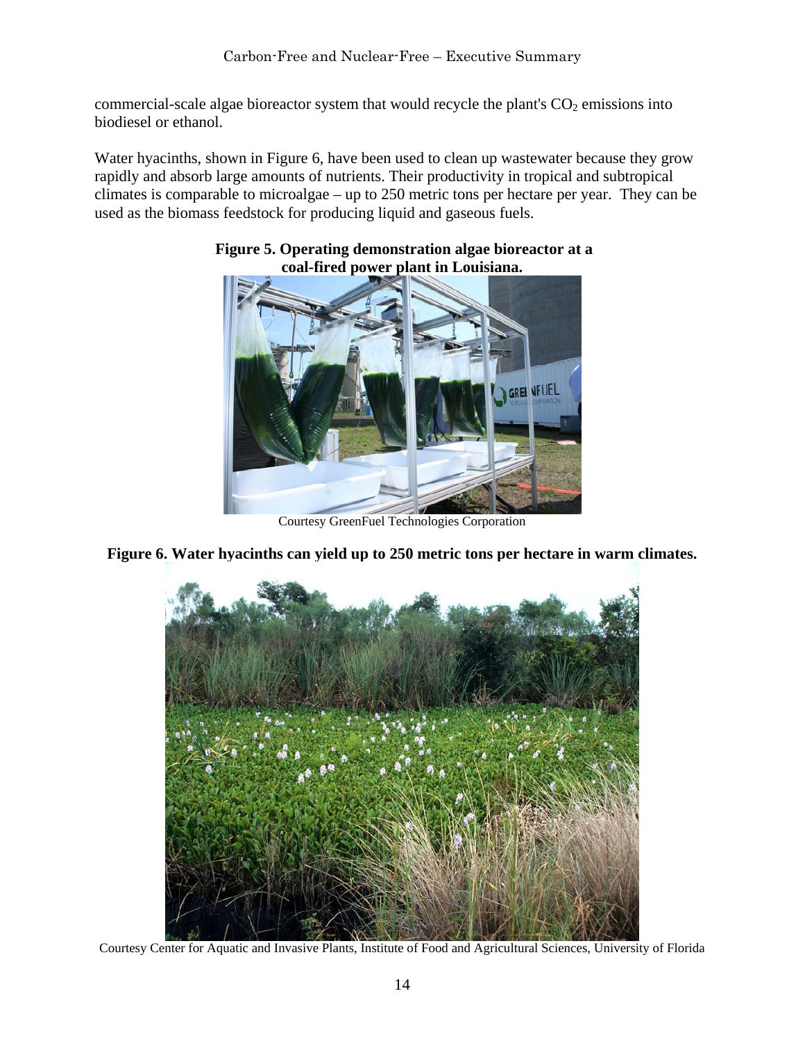commercial-scale algae bioreactor system that would recycle the plant's $CO_2$ emissions into biodiesel or ethanol.

Water hyacinths, shown in Figure 6, have been used to clean up wastewater because they grow rapidly and absorb large amounts of nutrients. Their productivity in tropical and subtropical climates is comparable to microalgae – up to 250 metric tons per hectare per year. They can be used as the biomass feedstock for producing liquid and gaseous fuels.

**Figure 5. Operating demonstration algae bioreactor at a coal-fired power plant in Louisiana.**

Courtesy GreenFuel Technologies Corporation

**Figure 6. Water hyacinths can yield up to 250 metric tons per hectare in warm climates.**

Courtesy Center for Aquatic and Invasive Plants, Institute of Food and Agricultural Sciences, University of Florida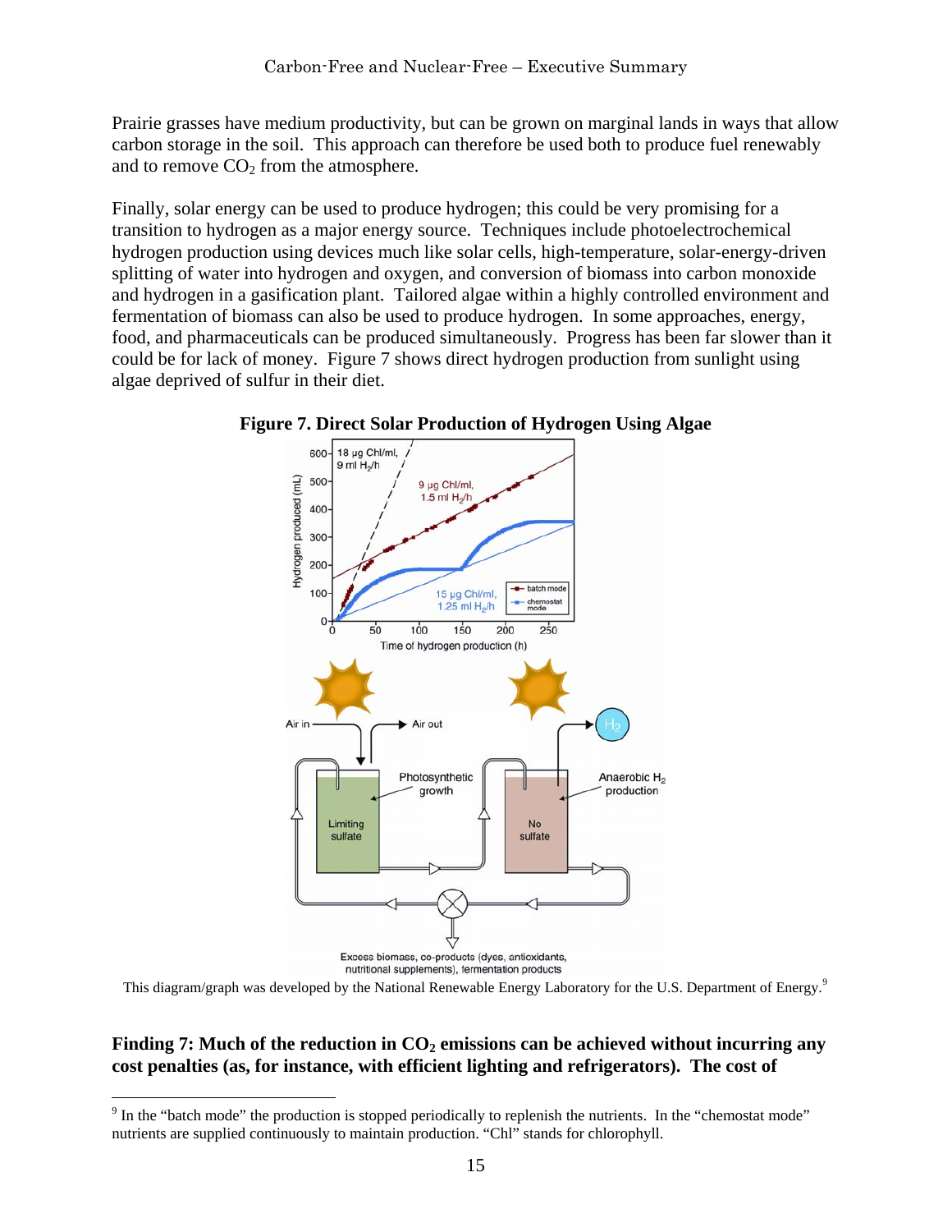Prairie grasses have medium productivity, but can be grown on marginal lands in ways that allow carbon storage in the soil. This approach can therefore be used both to produce fuel renewably and to remove $CO_2$ from the atmosphere.

Finally, solar energy can be used to produce hydrogen; this could be very promising for a transition to hydrogen as a major energy source. Techniques include photoelectrochemical hydrogen production using devices much like solar cells, high-temperature, solar-energy-driven splitting of water into hydrogen and oxygen, and conversion of biomass into carbon monoxide and hydrogen in a gasification plant. Tailored algae within a highly controlled environment and fermentation of biomass can also be used to produce hydrogen. In some approaches, energy, food, and pharmaceuticals can be produced simultaneously. Progress has been far slower than it could be for lack of money. Figure 7 shows direct hydrogen production from sunlight using algae deprived of sulfur in their diet.

**Figure 7. Direct Solar Production of Hydrogen Using Algae**

This diagram/graph was developed by the National Renewable Energy Laboratory for the U.S. Department of Energy.[9]

**Finding 7: Much of the reduction in $CO_2$ emissions can be achieved without incurring any cost penalties (as, for instance, with efficient lighting and refrigerators). The cost of**

[9] In the "batch mode" the production is stopped periodically to replenish the nutrients. In the "chemostat mode" nutrients are supplied continuously to maintain production. "Chl" stands for chlorophyll.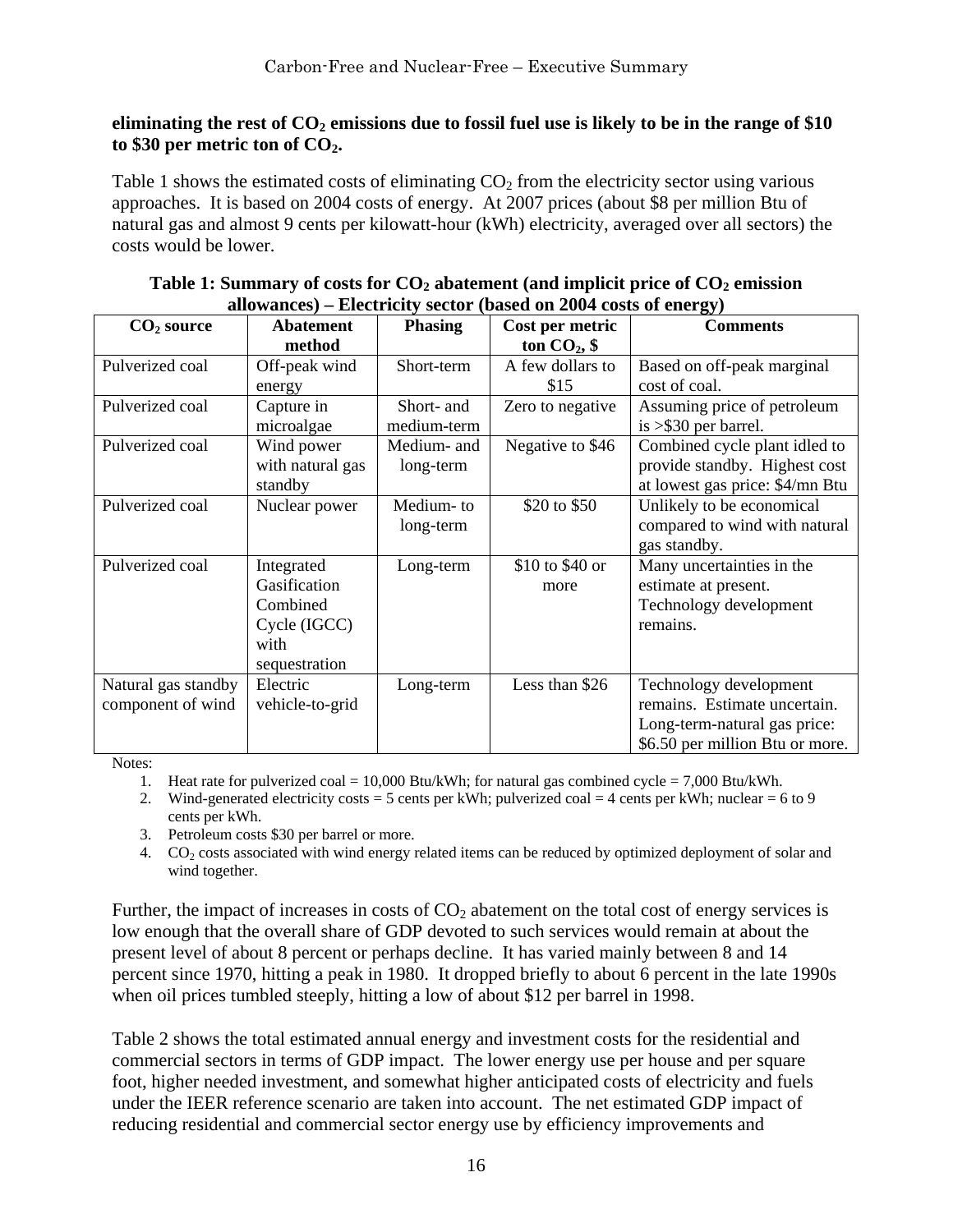**eliminating the rest of $CO_2$ emissions due to fossil fuel use is likely to be in the range of \$10 to \$30 per metric ton of $CO_2$.**

Table 1 shows the estimated costs of eliminating $CO_2$ from the electricity sector using various approaches. It is based on 2004 costs of energy. At 2007 prices (about \$8 per million Btu of natural gas and almost 9 cents per kilowatt-hour (kWh) electricity, averaged over all sectors) the costs would be lower.

**Table 1: Summary of costs for $CO_2$ abatement (and implicit price of $CO_2$ emission allowances) – Electricity sector (based on 2004 costs of energy)**

| $CO_2$ source | Abatement method | Phasing | Cost per metric ton $CO_2$, \$ | Comments |
|---|---|---|---|---|
| Pulverized coal | Off-peak wind energy | Short-term | A few dollars to \$15 | Based on off-peak marginal cost of coal. |
| Pulverized coal | Capture in microalgae | Short- and medium-term | Zero to negative | Assuming price of petroleum is >\$30 per barrel. |
| Pulverized coal | Wind power with natural gas standby | Medium- and long-term | Negative to \$46 | Combined cycle plant idled to provide standby. Highest cost at lowest gas price: \$4/mn Btu |
| Pulverized coal | Nuclear power | Medium- to long-term | \$20 to \$50 | Unlikely to be economical compared to wind with natural gas standby. |
| Pulverized coal | Integrated Gasification Combined Cycle (IGCC) with sequestration | Long-term | \$10 to \$40 or more | Many uncertainties in the estimate at present. Technology development remains. |
| Natural gas standby component of wind | Electric vehicle-to-grid | Long-term | Less than \$26 | Technology development remains. Estimate uncertain. Long-term-natural gas price: \$6.50 per million Btu or more. |

Notes:

1. Heat rate for pulverized coal = 10,000 Btu/kWh; for natural gas combined cycle = 7,000 Btu/kWh.
2. Wind-generated electricity costs = 5 cents per kWh; pulverized coal = 4 cents per kWh; nuclear = 6 to 9 cents per kWh.
3. Petroleum costs \$30 per barrel or more.
4. $CO_2$ costs associated with wind energy related items can be reduced by optimized deployment of solar and wind together.

Further, the impact of increases in costs of $CO_2$ abatement on the total cost of energy services is low enough that the overall share of GDP devoted to such services would remain at about the present level of about 8 percent or perhaps decline. It has varied mainly between 8 and 14 percent since 1970, hitting a peak in 1980. It dropped briefly to about 6 percent in the late 1990s when oil prices tumbled steeply, hitting a low of about \$12 per barrel in 1998.

Table 2 shows the total estimated annual energy and investment costs for the residential and commercial sectors in terms of GDP impact. The lower energy use per house and per square foot, higher needed investment, and somewhat higher anticipated costs of electricity and fuels under the IEER reference scenario are taken into account. The net estimated GDP impact of reducing residential and commercial sector energy use by efficiency improvements and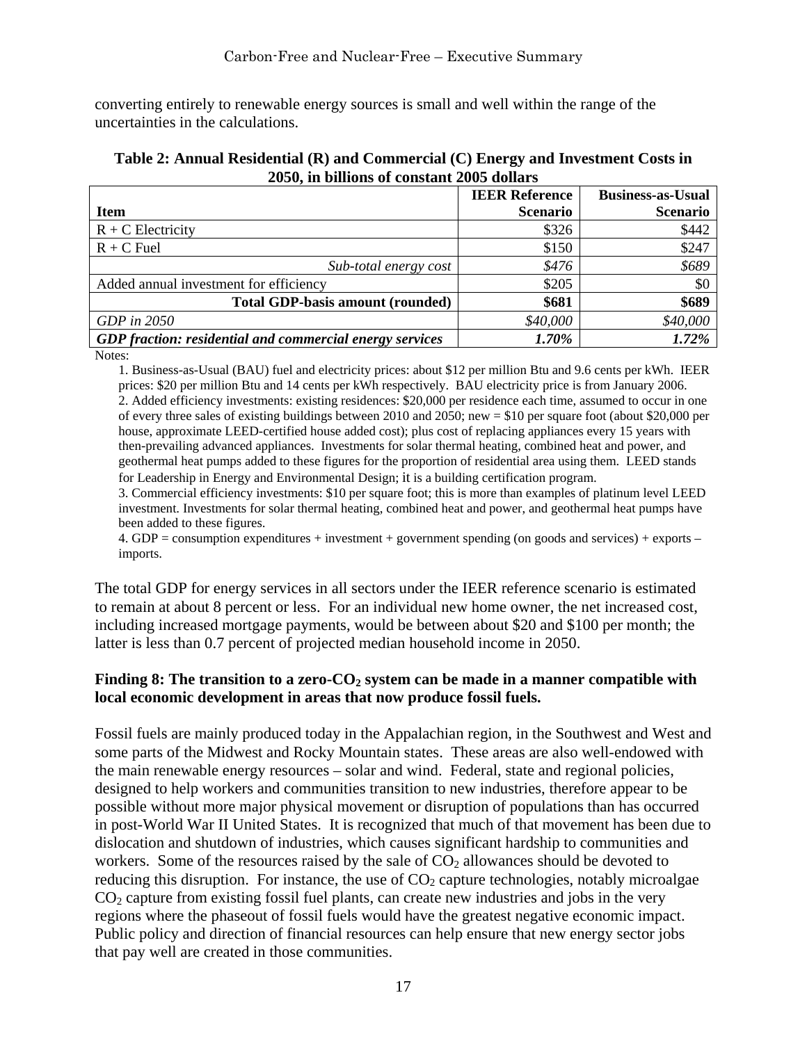converting entirely to renewable energy sources is small and well within the range of the uncertainties in the calculations.

**Table 2: Annual Residential (R) and Commercial (C) Energy and Investment Costs in 2050, in billions of constant 2005 dollars**

| Item | IEER Reference Scenario | Business-as-Usual Scenario |
|---|---|---|
| R + C Electricity | \$326 | \$442 |
| R + C Fuel | \$150 | \$247 |
| *Sub-total energy cost* | *\$476* | *\$689* |
| Added annual investment for efficiency | \$205 | \$0 |
| **Total GDP-basis amount (rounded)** | **\$681** | **\$689** |
| *GDP in 2050* | *\$40,000* | *\$40,000* |
| ***GDP fraction: residential and commercial energy services*** | ***1.70%*** | ***1.72%*** |

Notes:

1. Business-as-Usual (BAU) fuel and electricity prices: about \$12 per million Btu and 9.6 cents per kWh. IEER prices: \$20 per million Btu and 14 cents per kWh respectively. BAU electricity price is from January 2006.
2. Added efficiency investments: existing residences: \$20,000 per residence each time, assumed to occur in one of every three sales of existing buildings between 2010 and 2050; new = \$10 per square foot (about \$20,000 per house, approximate LEED-certified house added cost); plus cost of replacing appliances every 15 years with then-prevailing advanced appliances. Investments for solar thermal heating, combined heat and power, and geothermal heat pumps added to these figures for the proportion of residential area using them. LEED stands for Leadership in Energy and Environmental Design; it is a building certification program.
3. Commercial efficiency investments: \$10 per square foot; this is more than examples of platinum level LEED investment. Investments for solar thermal heating, combined heat and power, and geothermal heat pumps have been added to these figures.
4. GDP = consumption expenditures + investment + government spending (on goods and services) + exports – imports.

The total GDP for energy services in all sectors under the IEER reference scenario is estimated to remain at about 8 percent or less. For an individual new home owner, the net increased cost, including increased mortgage payments, would be between about \$20 and \$100 per month; the latter is less than 0.7 percent of projected median household income in 2050.

**Finding 8: The transition to a zero-$CO_2$ system can be made in a manner compatible with local economic development in areas that now produce fossil fuels.**

Fossil fuels are mainly produced today in the Appalachian region, in the Southwest and West and some parts of the Midwest and Rocky Mountain states. These areas are also well-endowed with the main renewable energy resources – solar and wind. Federal, state and regional policies, designed to help workers and communities transition to new industries, therefore appear to be possible without more major physical movement or disruption of populations than has occurred in post-World War II United States. It is recognized that much of that movement has been due to dislocation and shutdown of industries, which causes significant hardship to communities and workers. Some of the resources raised by the sale of $CO_2$ allowances should be devoted to reducing this disruption. For instance, the use of $CO_2$ capture technologies, notably microalgae $CO_2$ capture from existing fossil fuel plants, can create new industries and jobs in the very regions where the phaseout of fossil fuels would have the greatest negative economic impact. Public policy and direction of financial resources can help ensure that new energy sector jobs that pay well are created in those communities.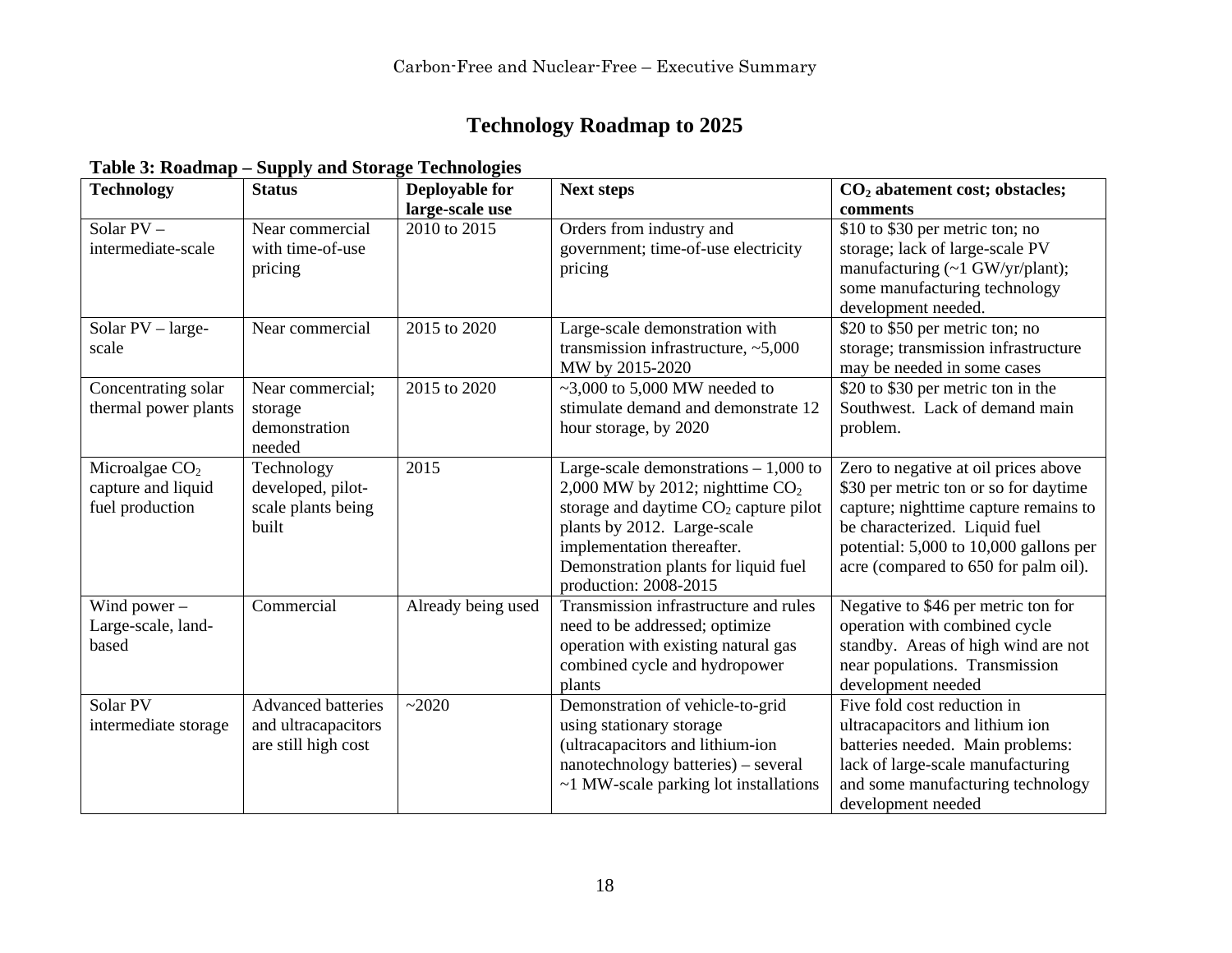## Technology Roadmap to 2025

**Table 3: Roadmap – Supply and Storage Technologies**

| Technology | Status | Deployable for large-scale use | Next steps | $CO_2$ abatement cost; obstacles; comments |
|---|---|---|---|---|
| Solar PV – intermediate-scale | Near commercial with time-of-use pricing | 2010 to 2015 | Orders from industry and government; time-of-use electricity pricing | \$10 to \$30 per metric ton; no storage; lack of large-scale PV manufacturing (~1 GW/yr/plant); some manufacturing technology development needed. |
| Solar PV – large-scale | Near commercial | 2015 to 2020 | Large-scale demonstration with transmission infrastructure, ~5,000 MW by 2015-2020 | \$20 to \$50 per metric ton; no storage; transmission infrastructure may be needed in some cases |
| Concentrating solar thermal power plants | Near commercial; storage demonstration needed | 2015 to 2020 | ~3,000 to 5,000 MW needed to stimulate demand and demonstrate 12 hour storage, by 2020 | \$20 to \$30 per metric ton in the Southwest. Lack of demand main problem. |
| Microalgae $CO_2$ capture and liquid fuel production | Technology developed, pilot-scale plants being built | 2015 | Large-scale demonstrations – 1,000 to 2,000 MW by 2012; nighttime $CO_2$ storage and daytime $CO_2$ capture pilot plants by 2012. Large-scale implementation thereafter. Demonstration plants for liquid fuel production: 2008-2015 | Zero to negative at oil prices above \$30 per metric ton or so for daytime capture; nighttime capture remains to be characterized. Liquid fuel potential: 5,000 to 10,000 gallons per acre (compared to 650 for palm oil). |
| Wind power – Large-scale, land-based | Commercial | Already being used | Transmission infrastructure and rules need to be addressed; optimize operation with existing natural gas combined cycle and hydropower plants | Negative to \$46 per metric ton for operation with combined cycle standby. Areas of high wind are not near populations. Transmission development needed |
| Solar PV intermediate storage | Advanced batteries and ultracapacitors are still high cost | ~2020 | Demonstration of vehicle-to-grid using stationary storage (ultracapacitors and lithium-ion nanotechnology batteries) – several ~1 MW-scale parking lot installations | Five fold cost reduction in ultracapacitors and lithium ion batteries needed. Main problems: lack of large-scale manufacturing and some manufacturing technology development needed |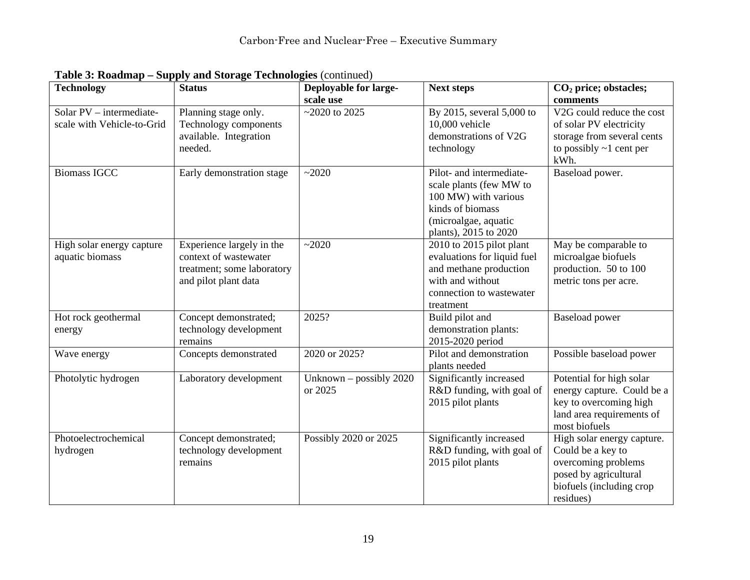**Table 3: Roadmap – Supply and Storage Technologies** (continued)

| Technology | Status | Deployable for large-scale use | Next steps | $CO_2$ price; obstacles; comments |
|---|---|---|---|---|
| Solar PV – intermediate-scale with Vehicle-to-Grid | Planning stage only. Technology components available. Integration needed. | ~2020 to 2025 | By 2015, several 5,000 to 10,000 vehicle demonstrations of V2G technology | V2G could reduce the cost of solar PV electricity storage from several cents to possibly ~1 cent per kWh. |
| Biomass IGCC | Early demonstration stage | ~2020 | Pilot- and intermediate-scale plants (few MW to 100 MW) with various kinds of biomass (microalgae, aquatic plants), 2015 to 2020 | Baseload power. |
| High solar energy capture aquatic biomass | Experience largely in the context of wastewater treatment; some laboratory and pilot plant data | ~2020 | 2010 to 2015 pilot plant evaluations for liquid fuel and methane production with and without connection to wastewater treatment | May be comparable to microalgae biofuels production. 50 to 100 metric tons per acre. |
| Hot rock geothermal energy | Concept demonstrated; technology development remains | 2025? | Build pilot and demonstration plants: 2015-2020 period | Baseload power |
| Wave energy | Concepts demonstrated | 2020 or 2025? | Pilot and demonstration plants needed | Possible baseload power |
| Photolytic hydrogen | Laboratory development | Unknown – possibly 2020 or 2025 | Significantly increased R&D funding, with goal of 2015 pilot plants | Potential for high solar energy capture. Could be a key to overcoming high land area requirements of most biofuels |
| Photoelectrochemical hydrogen | Concept demonstrated; technology development remains | Possibly 2020 or 2025 | Significantly increased R&D funding, with goal of 2015 pilot plants | High solar energy capture. Could be a key to overcoming problems posed by agricultural biofuels (including crop residues) |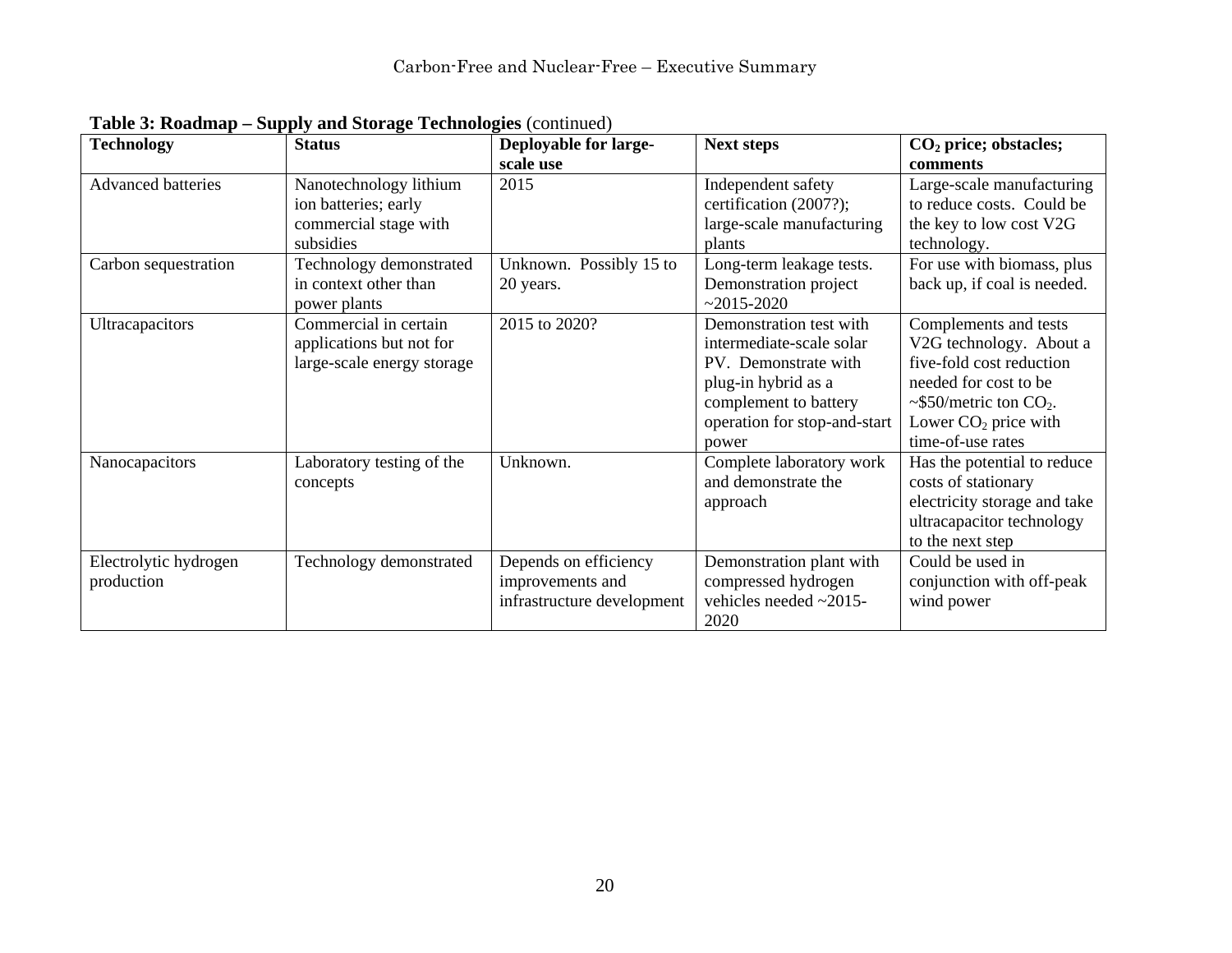**Table 3: Roadmap – Supply and Storage Technologies** (continued)

| Technology | Status | Deployable for large-scale use | Next steps | $CO_2$ price; obstacles; comments |
|---|---|---|---|---|
| Advanced batteries | Nanotechnology lithium ion batteries; early commercial stage with subsidies | 2015 | Independent safety certification (2007?); large-scale manufacturing plants | Large-scale manufacturing to reduce costs. Could be the key to low cost V2G technology. |
| Carbon sequestration | Technology demonstrated in context other than power plants | Unknown. Possibly 15 to 20 years. | Long-term leakage tests. Demonstration project ~2015-2020 | For use with biomass, plus back up, if coal is needed. |
| Ultracapacitors | Commercial in certain applications but not for large-scale energy storage | 2015 to 2020? | Demonstration test with intermediate-scale solar PV. Demonstrate with plug-in hybrid as a complement to battery operation for stop-and-start power | Complements and tests V2G technology. About a five-fold cost reduction needed for cost to be ~$50/metric ton $CO_2$. Lower $CO_2$ price with time-of-use rates |
| Nanocapacitors | Laboratory testing of the concepts | Unknown. | Complete laboratory work and demonstrate the approach | Has the potential to reduce costs of stationary electricity storage and take ultracapacitor technology to the next step |
| Electrolytic hydrogen production | Technology demonstrated | Depends on efficiency improvements and infrastructure development | Demonstration plant with compressed hydrogen vehicles needed ~2015-2020 | Could be used in conjunction with off-peak wind power |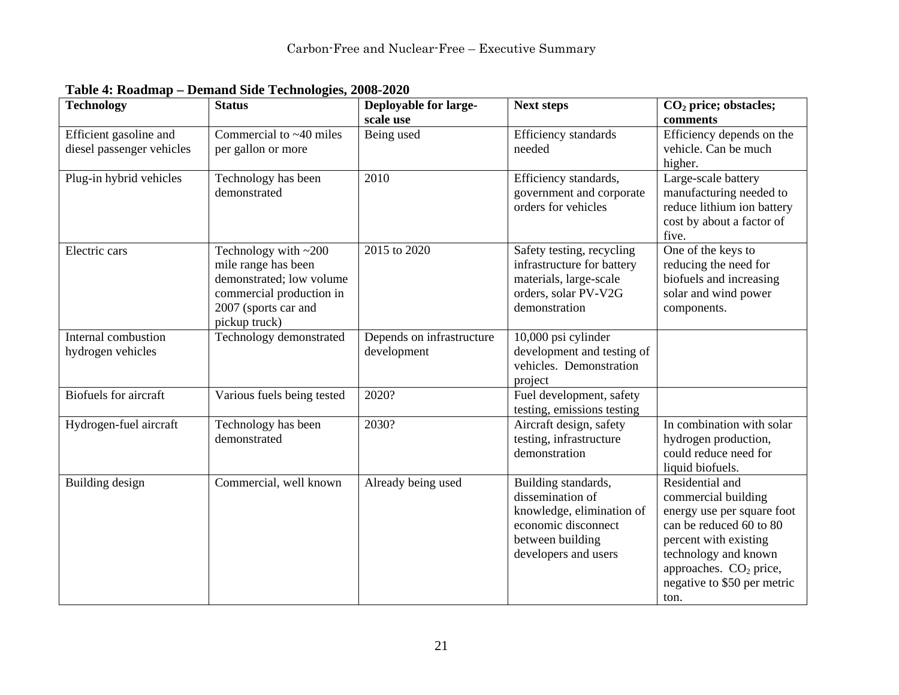**Table 4: Roadmap – Demand Side Technologies, 2008-2020**

| Technology | Status | Deployable for large-scale use | Next steps | $CO_2$ price; obstacles; comments |
|---|---|---|---|---|
| Efficient gasoline and diesel passenger vehicles | Commercial to ~40 miles per gallon or more | Being used | Efficiency standards needed | Efficiency depends on the vehicle. Can be much higher. |
| Plug-in hybrid vehicles | Technology has been demonstrated | 2010 | Efficiency standards, government and corporate orders for vehicles | Large-scale battery manufacturing needed to reduce lithium ion battery cost by about a factor of five. |
| Electric cars | Technology with ~200 mile range has been demonstrated; low volume commercial production in 2007 (sports car and pickup truck) | 2015 to 2020 | Safety testing, recycling infrastructure for battery materials, large-scale orders, solar PV-V2G demonstration | One of the keys to reducing the need for biofuels and increasing solar and wind power components. |
| Internal combustion hydrogen vehicles | Technology demonstrated | Depends on infrastructure development | 10,000 psi cylinder development and testing of vehicles. Demonstration project | |
| Biofuels for aircraft | Various fuels being tested | 2020? | Fuel development, safety testing, emissions testing | |
| Hydrogen-fuel aircraft | Technology has been demonstrated | 2030? | Aircraft design, safety testing, infrastructure demonstration | In combination with solar hydrogen production, could reduce need for liquid biofuels. |
| Building design | Commercial, well known | Already being used | Building standards, dissemination of knowledge, elimination of economic disconnect between building developers and users | Residential and commercial building energy use per square foot can be reduced 60 to 80 percent with existing technology and known approaches. $CO_2$ price, negative to \$50 per metric ton. |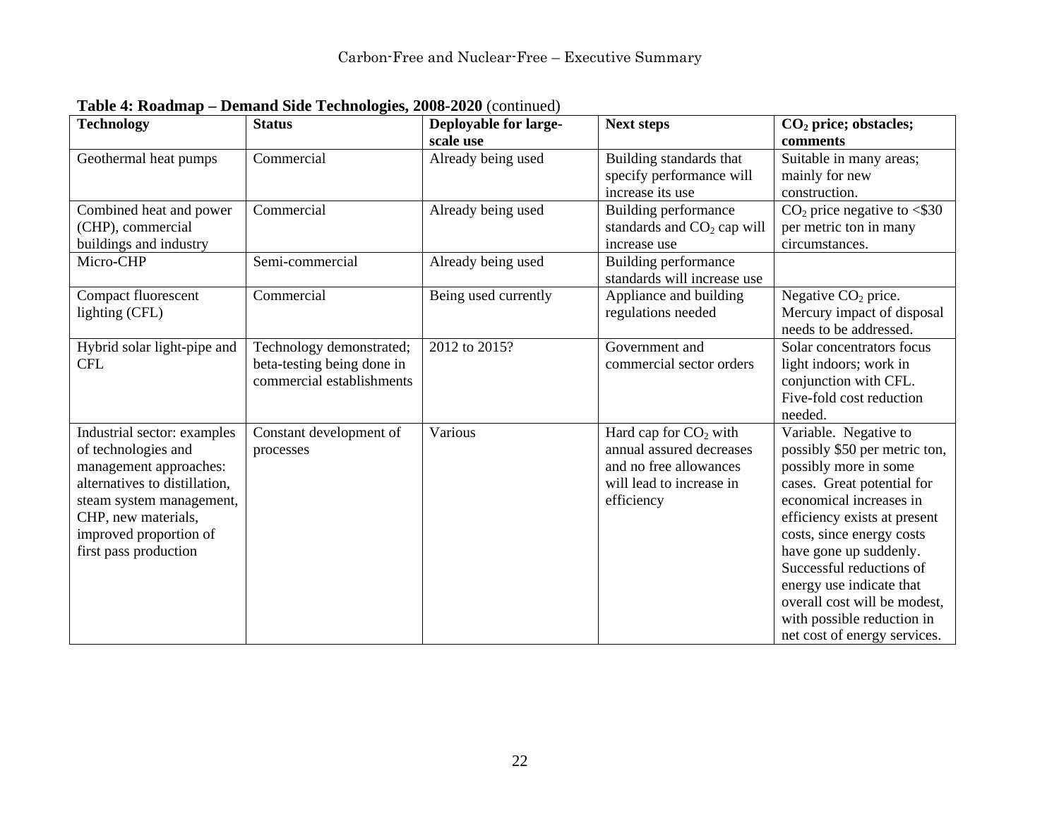**Table 4: Roadmap – Demand Side Technologies, 2008-2020** (continued)

| Technology | Status | Deployable for large-scale use | Next steps | $CO_2$ price; obstacles; comments |
|---|---|---|---|---|
| Geothermal heat pumps | Commercial | Already being used | Building standards that specify performance will increase its use | Suitable in many areas; mainly for new construction. |
| Combined heat and power (CHP), commercial buildings and industry | Commercial | Already being used | Building performance standards and $CO_2$ cap will increase use | $CO_2$ price negative to <$30 per metric ton in many circumstances. |
| Micro-CHP | Semi-commercial | Already being used | Building performance standards will increase use | |
| Compact fluorescent lighting (CFL) | Commercial | Being used currently | Appliance and building regulations needed | Negative $CO_2$ price. Mercury impact of disposal needs to be addressed. |
| Hybrid solar light-pipe and CFL | Technology demonstrated; beta-testing being done in commercial establishments | 2012 to 2015? | Government and commercial sector orders | Solar concentrators focus light indoors; work in conjunction with CFL. Five-fold cost reduction needed. |
| Industrial sector: examples of technologies and management approaches: alternatives to distillation, steam system management, CHP, new materials, improved proportion of first pass production | Constant development of processes | Various | Hard cap for $CO_2$ with annual assured decreases and no free allowances will lead to increase in efficiency | Variable. Negative to possibly $50 per metric ton, possibly more in some cases. Great potential for economical increases in efficiency exists at present costs, since energy costs have gone up suddenly. Successful reductions of energy use indicate that overall cost will be modest, with possible reduction in net cost of energy services. |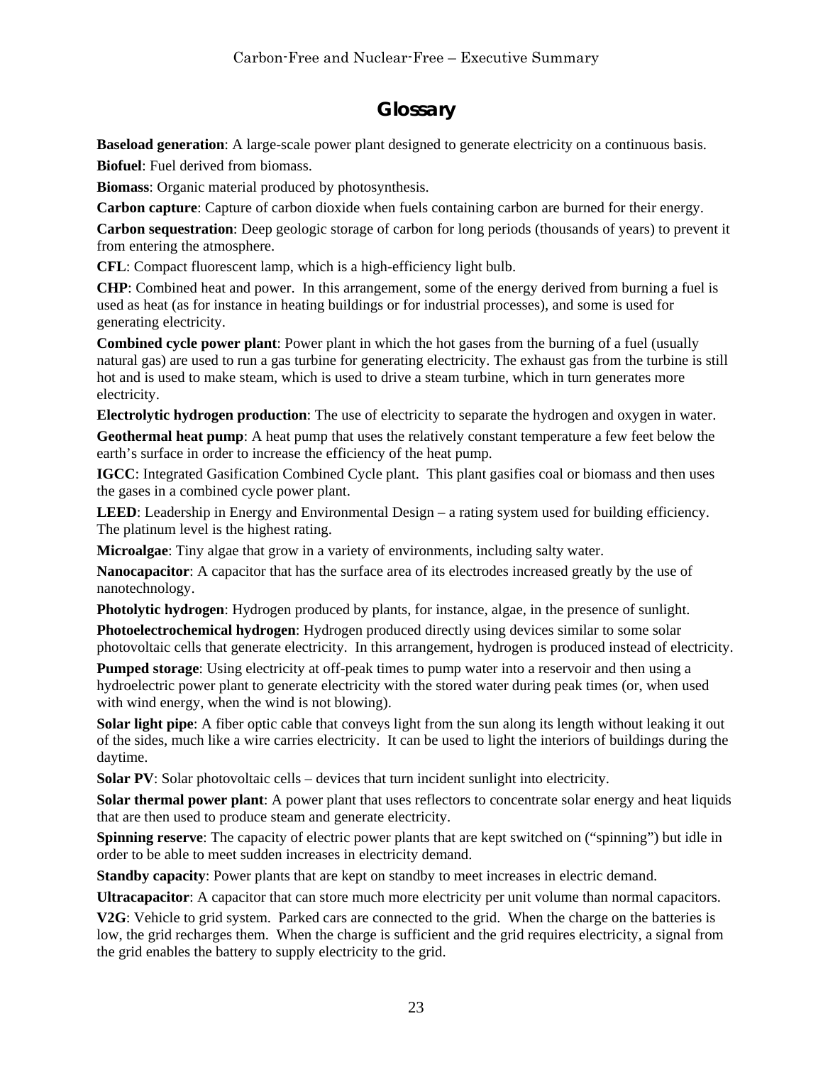## Glossary

**Baseload generation**: A large-scale power plant designed to generate electricity on a continuous basis.

**Biofuel**: Fuel derived from biomass.

**Biomass**: Organic material produced by photosynthesis.

**Carbon capture**: Capture of carbon dioxide when fuels containing carbon are burned for their energy.

**Carbon sequestration**: Deep geologic storage of carbon for long periods (thousands of years) to prevent it from entering the atmosphere.

**CFL**: Compact fluorescent lamp, which is a high-efficiency light bulb.

**CHP**: Combined heat and power. In this arrangement, some of the energy derived from burning a fuel is used as heat (as for instance in heating buildings or for industrial processes), and some is used for generating electricity.

**Combined cycle power plant**: Power plant in which the hot gases from the burning of a fuel (usually natural gas) are used to run a gas turbine for generating electricity. The exhaust gas from the turbine is still hot and is used to make steam, which is used to drive a steam turbine, which in turn generates more electricity.

**Electrolytic hydrogen production**: The use of electricity to separate the hydrogen and oxygen in water.

**Geothermal heat pump**: A heat pump that uses the relatively constant temperature a few feet below the earth's surface in order to increase the efficiency of the heat pump.

**IGCC**: Integrated Gasification Combined Cycle plant. This plant gasifies coal or biomass and then uses the gases in a combined cycle power plant.

**LEED**: Leadership in Energy and Environmental Design – a rating system used for building efficiency. The platinum level is the highest rating.

**Microalgae**: Tiny algae that grow in a variety of environments, including salty water.

**Nanocapacitor**: A capacitor that has the surface area of its electrodes increased greatly by the use of nanotechnology.

**Photolytic hydrogen**: Hydrogen produced by plants, for instance, algae, in the presence of sunlight.

**Photoelectrochemical hydrogen**: Hydrogen produced directly using devices similar to some solar photovoltaic cells that generate electricity. In this arrangement, hydrogen is produced instead of electricity.

**Pumped storage**: Using electricity at off-peak times to pump water into a reservoir and then using a hydroelectric power plant to generate electricity with the stored water during peak times (or, when used with wind energy, when the wind is not blowing).

**Solar light pipe**: A fiber optic cable that conveys light from the sun along its length without leaking it out of the sides, much like a wire carries electricity. It can be used to light the interiors of buildings during the daytime.

**Solar PV**: Solar photovoltaic cells – devices that turn incident sunlight into electricity.

**Solar thermal power plant**: A power plant that uses reflectors to concentrate solar energy and heat liquids that are then used to produce steam and generate electricity.

**Spinning reserve**: The capacity of electric power plants that are kept switched on ("spinning") but idle in order to be able to meet sudden increases in electricity demand.

**Standby capacity**: Power plants that are kept on standby to meet increases in electric demand.

**Ultracapacitor**: A capacitor that can store much more electricity per unit volume than normal capacitors.

**V2G**: Vehicle to grid system. Parked cars are connected to the grid. When the charge on the batteries is low, the grid recharges them. When the charge is sufficient and the grid requires electricity, a signal from the grid enables the battery to supply electricity to the grid.